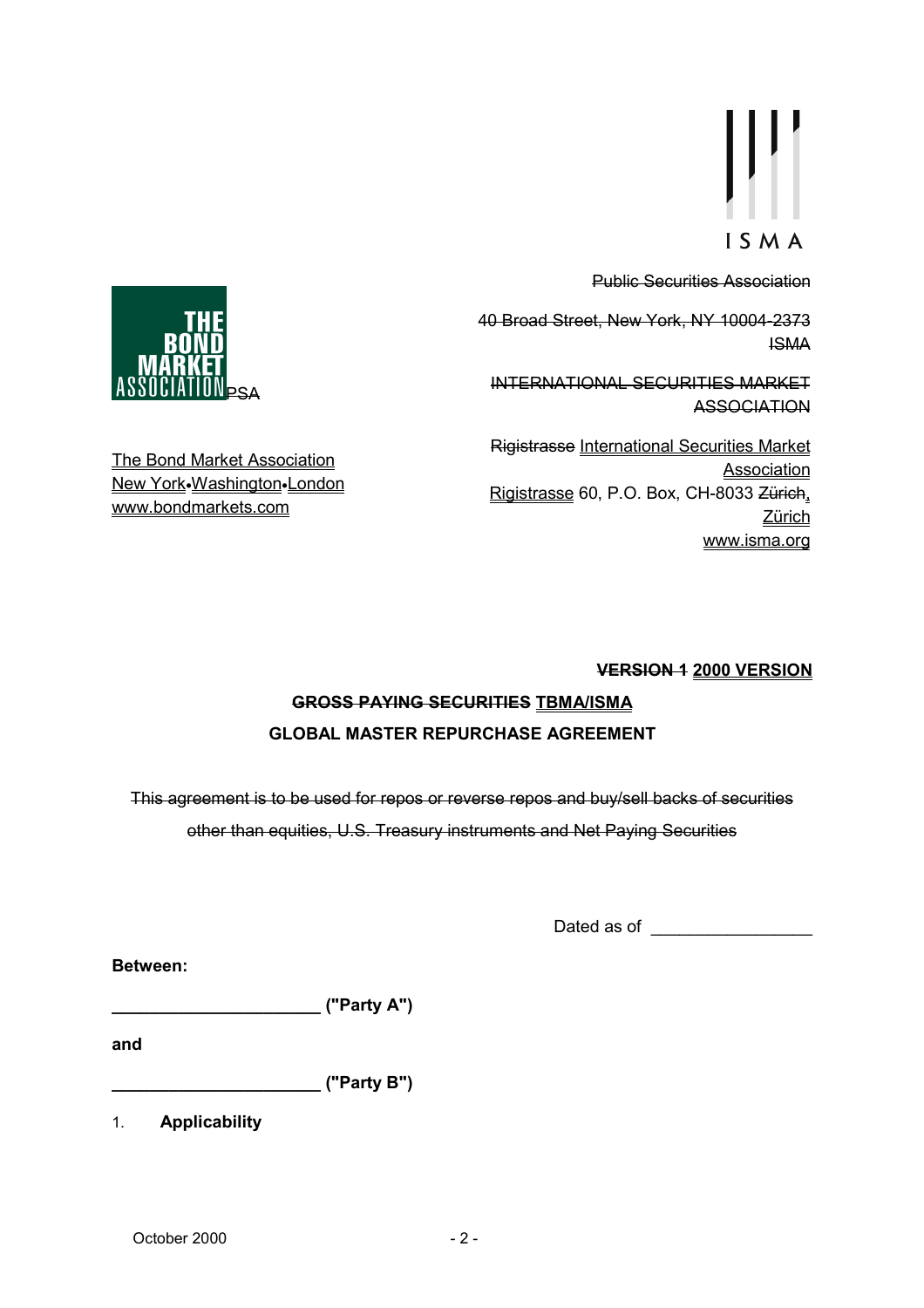ISMA

~~Public Securities Association~~

~~40 Broad Street, New York, NY 10004-2373~~
~~ISMA~~

THE BOND MARKET ASSOCIATION ~~PSA~~

~~INTERNATIONAL SECURITIES MARKET ASSOCIATION~~

The Bond Market Association
New York•Washington•London
www.bondmarkets.com

~~Rigistrasse~~ International Securities Market Association
Rigistrasse 60, P.O. Box, CH-8033 ~~Zürich~~, Zürich
www.isma.org

**~~VERSION 1~~ 2000 VERSION**

**~~GROSS PAYING SECURITIES~~ TBMA/ISMA**

**GLOBAL MASTER REPURCHASE AGREEMENT**

~~This agreement is to be used for repos or reverse repos and buy/sell backs of securities other than equities, U.S. Treasury instruments and Net Paying Securities~~

Dated as of ________________

**Between:**

**_____________________ ("Party A")**

**and**

**_____________________ ("Party B")**

1. **Applicability**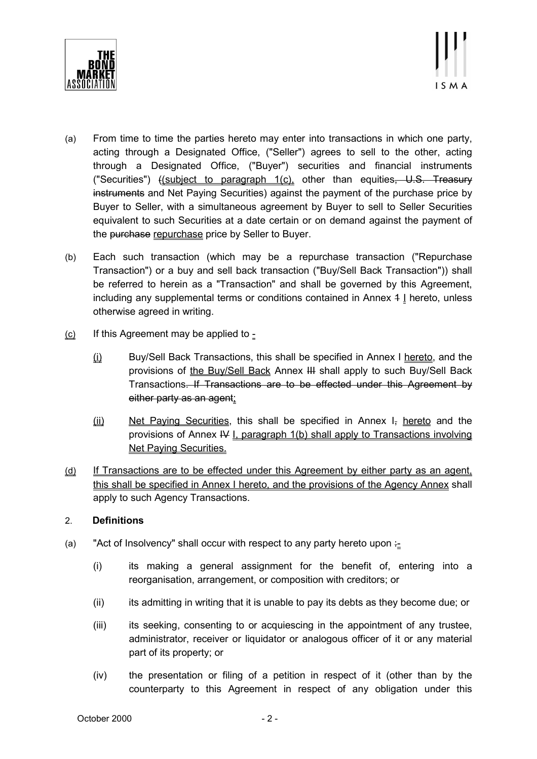(a) From time to time the parties hereto may enter into transactions in which one party, acting through a Designated Office, ("Seller") agrees to sell to the other, acting through a Designated Office, ("Buyer") securities and financial instruments ("Securities") ~~(~~(subject to paragraph 1(c), other than equities~~, U.S. Treasury instruments~~ and Net Paying Securities) against the payment of the purchase price by Buyer to Seller, with a simultaneous agreement by Buyer to sell to Seller Securities equivalent to such Securities at a date certain or on demand against the payment of the ~~purchase~~ repurchase price by Seller to Buyer.

(b) Each such transaction (which may be a repurchase transaction ("Repurchase Transaction") or a buy and sell back transaction ("Buy/Sell Back Transaction")) shall be referred to herein as a "Transaction" and shall be governed by this Agreement, including any supplemental terms or conditions contained in Annex ~~1~~ I hereto, unless otherwise agreed in writing.

(c) If this Agreement may be applied to -

(i) Buy/Sell Back Transactions, this shall be specified in Annex I hereto, and the provisions of the Buy/Sell Back Annex ~~III~~ shall apply to such Buy/Sell Back Transactions~~. If Transactions are to be effected under this Agreement by either party as an agent~~;

(ii) Net Paying Securities, this shall be specified in Annex I~~,~~ hereto and the provisions of Annex ~~IV~~ I, paragraph 1(b) shall apply to Transactions involving Net Paying Securities.

(d) If Transactions are to be effected under this Agreement by either party as an agent, this shall be specified in Annex I hereto, and the provisions of the Agency Annex shall apply to such Agency Transactions.

## 2. Definitions

(a) "Act of Insolvency" shall occur with respect to any party hereto upon ~~:~~-

(i) its making a general assignment for the benefit of, entering into a reorganisation, arrangement, or composition with creditors; or

(ii) its admitting in writing that it is unable to pay its debts as they become due; or

(iii) its seeking, consenting to or acquiescing in the appointment of any trustee, administrator, receiver or liquidator or analogous officer of it or any material part of its property; or

(iv) the presentation or filing of a petition in respect of it (other than by the counterparty to this Agreement in respect of any obligation under this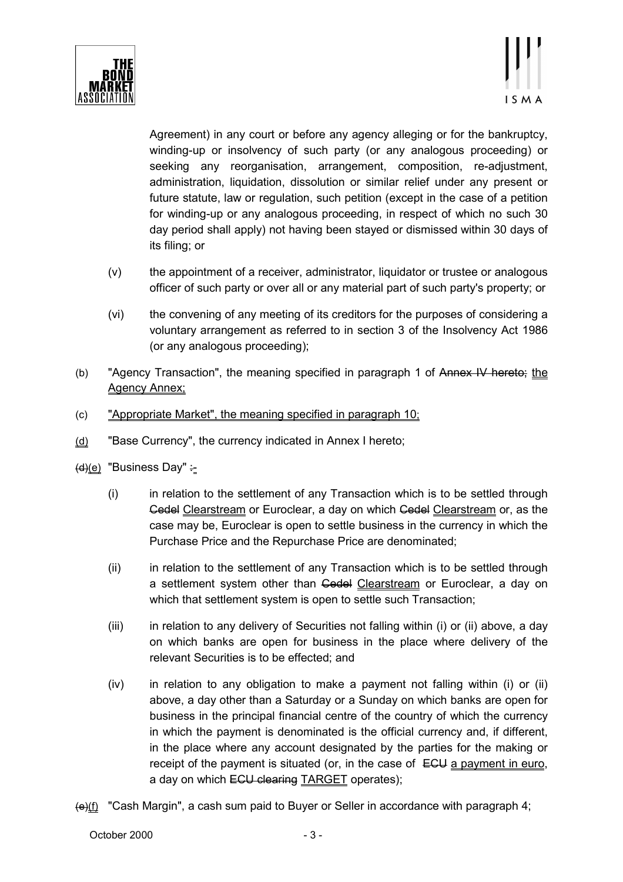Agreement) in any court or before any agency alleging or for the bankruptcy, winding-up or insolvency of such party (or any analogous proceeding) or seeking any reorganisation, arrangement, composition, re-adjustment, administration, liquidation, dissolution or similar relief under any present or future statute, law or regulation, such petition (except in the case of a petition for winding-up or any analogous proceeding, in respect of which no such 30 day period shall apply) not having been stayed or dismissed within 30 days of its filing; or

(v) the appointment of a receiver, administrator, liquidator or trustee or analogous officer of such party or over all or any material part of such party's property; or

(vi) the convening of any meeting of its creditors for the purposes of considering a voluntary arrangement as referred to in section 3 of the Insolvency Act 1986 (or any analogous proceeding);

(b) "Agency Transaction", the meaning specified in paragraph 1 of ~~Annex IV hereto;~~ the Agency Annex;

(c) "Appropriate Market", the meaning specified in paragraph 10;

(d) "Base Currency", the currency indicated in Annex I hereto;

~~(d)~~(e) "Business Day" ~~:-~~

(i) in relation to the settlement of any Transaction which is to be settled through ~~Cedel~~ Clearstream or Euroclear, a day on which ~~Cedel~~ Clearstream or, as the case may be, Euroclear is open to settle business in the currency in which the Purchase Price and the Repurchase Price are denominated;

(ii) in relation to the settlement of any Transaction which is to be settled through a settlement system other than ~~Cedel~~ Clearstream or Euroclear, a day on which that settlement system is open to settle such Transaction;

(iii) in relation to any delivery of Securities not falling within (i) or (ii) above, a day on which banks are open for business in the place where delivery of the relevant Securities is to be effected; and

(iv) in relation to any obligation to make a payment not falling within (i) or (ii) above, a day other than a Saturday or a Sunday on which banks are open for business in the principal financial centre of the country of which the currency in which the payment is denominated is the official currency and, if different, in the place where any account designated by the parties for the making or receipt of the payment is situated (or, in the case of ~~ECU~~ a payment in euro, a day on which ~~ECU clearing~~ TARGET operates);

~~(e)~~(f) "Cash Margin", a cash sum paid to Buyer or Seller in accordance with paragraph 4;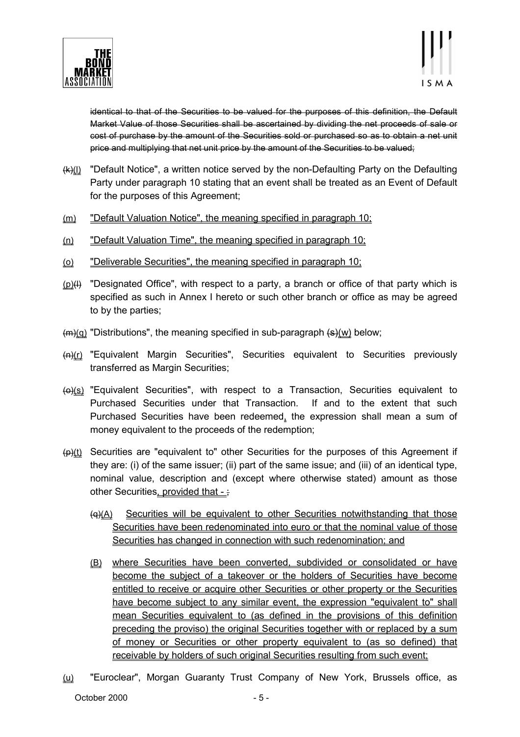~~identical to that of the Securities to be valued for the purposes of this definition, the Default Market Value of those Securities shall be ascertained by dividing the net proceeds of sale or cost of purchase by the amount of the Securities sold or purchased so as to obtain a net unit price and multiplying that net unit price by the amount of the Securities to be valued;~~

~~(k)~~(l) "Default Notice", a written notice served by the non-Defaulting Party on the Defaulting Party under paragraph 10 stating that an event shall be treated as an Event of Default for the purposes of this Agreement;

(m) "Default Valuation Notice", the meaning specified in paragraph 10;

(n) "Default Valuation Time", the meaning specified in paragraph 10;

(o) "Deliverable Securities", the meaning specified in paragraph 10;

(p)~~(l)~~ "Designated Office", with respect to a party, a branch or office of that party which is specified as such in Annex I hereto or such other branch or office as may be agreed to by the parties;

~~(m)~~(q) "Distributions", the meaning specified in sub-paragraph ~~(s)~~(w) below;

~~(n)~~(r) "Equivalent Margin Securities", Securities equivalent to Securities previously transferred as Margin Securities;

~~(o)~~(s) "Equivalent Securities", with respect to a Transaction, Securities equivalent to Purchased Securities under that Transaction. If and to the extent that such Purchased Securities have been redeemed, the expression shall mean a sum of money equivalent to the proceeds of the redemption;

~~(p)~~(t) Securities are "equivalent to" other Securities for the purposes of this Agreement if they are: (i) of the same issuer; (ii) part of the same issue; and (iii) of an identical type, nominal value, description and (except where otherwise stated) amount as those other Securities, provided that - ~~;~~

~~(q)~~(A) Securities will be equivalent to other Securities notwithstanding that those Securities have been redenominated into euro or that the nominal value of those Securities has changed in connection with such redenomination; and

(B) where Securities have been converted, subdivided or consolidated or have become the subject of a takeover or the holders of Securities have become entitled to receive or acquire other Securities or other property or the Securities have become subject to any similar event, the expression "equivalent to" shall mean Securities equivalent to (as defined in the provisions of this definition preceding the proviso) the original Securities together with or replaced by a sum of money or Securities or other property equivalent to (as so defined) that receivable by holders of such original Securities resulting from such event;

(u) "Euroclear", Morgan Guaranty Trust Company of New York, Brussels office, as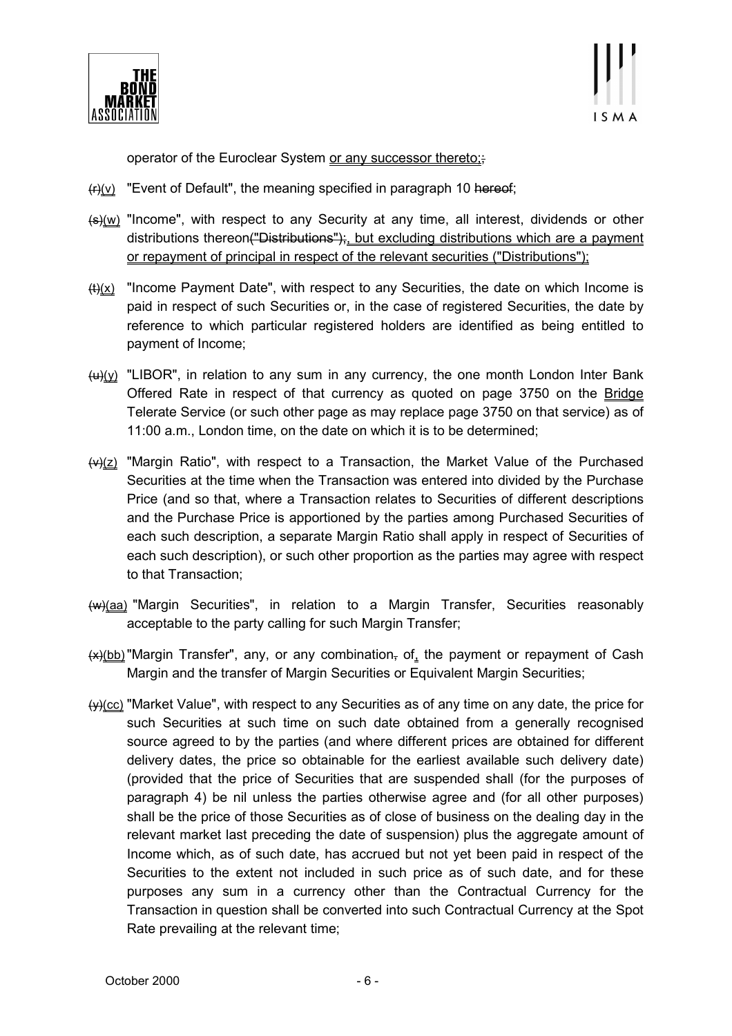operator of the Euroclear System ~~;~~ or any successor thereto;

~~(r)~~(v) "Event of Default", the meaning specified in paragraph 10 ~~hereof~~;

~~(s)~~(w) "Income", with respect to any Security at any time, all interest, dividends or other distributions thereon~~("Distributions");~~, but excluding distributions which are a payment or repayment of principal in respect of the relevant securities ("Distributions");

~~(t)~~(x) "Income Payment Date", with respect to any Securities, the date on which Income is paid in respect of such Securities or, in the case of registered Securities, the date by reference to which particular registered holders are identified as being entitled to payment of Income;

~~(u)~~(y) "LIBOR", in relation to any sum in any currency, the one month London Inter Bank Offered Rate in respect of that currency as quoted on page 3750 on the Bridge Telerate Service (or such other page as may replace page 3750 on that service) as of 11:00 a.m., London time, on the date on which it is to be determined;

~~(v)~~(z) "Margin Ratio", with respect to a Transaction, the Market Value of the Purchased Securities at the time when the Transaction was entered into divided by the Purchase Price (and so that, where a Transaction relates to Securities of different descriptions and the Purchase Price is apportioned by the parties among Purchased Securities of each such description, a separate Margin Ratio shall apply in respect of Securities of each such description), or such other proportion as the parties may agree with respect to that Transaction;

~~(w)~~(aa) "Margin Securities", in relation to a Margin Transfer, Securities reasonably acceptable to the party calling for such Margin Transfer;

~~(x)~~(bb) "Margin Transfer", any, or any combination~~,~~ of, the payment or repayment of Cash Margin and the transfer of Margin Securities or Equivalent Margin Securities;

~~(y)~~(cc) "Market Value", with respect to any Securities as of any time on any date, the price for such Securities at such time on such date obtained from a generally recognised source agreed to by the parties (and where different prices are obtained for different delivery dates, the price so obtainable for the earliest available such delivery date) (provided that the price of Securities that are suspended shall (for the purposes of paragraph 4) be nil unless the parties otherwise agree and (for all other purposes) shall be the price of those Securities as of close of business on the dealing day in the relevant market last preceding the date of suspension) plus the aggregate amount of Income which, as of such date, has accrued but not yet been paid in respect of the Securities to the extent not included in such price as of such date, and for these purposes any sum in a currency other than the Contractual Currency for the Transaction in question shall be converted into such Contractual Currency at the Spot Rate prevailing at the relevant time;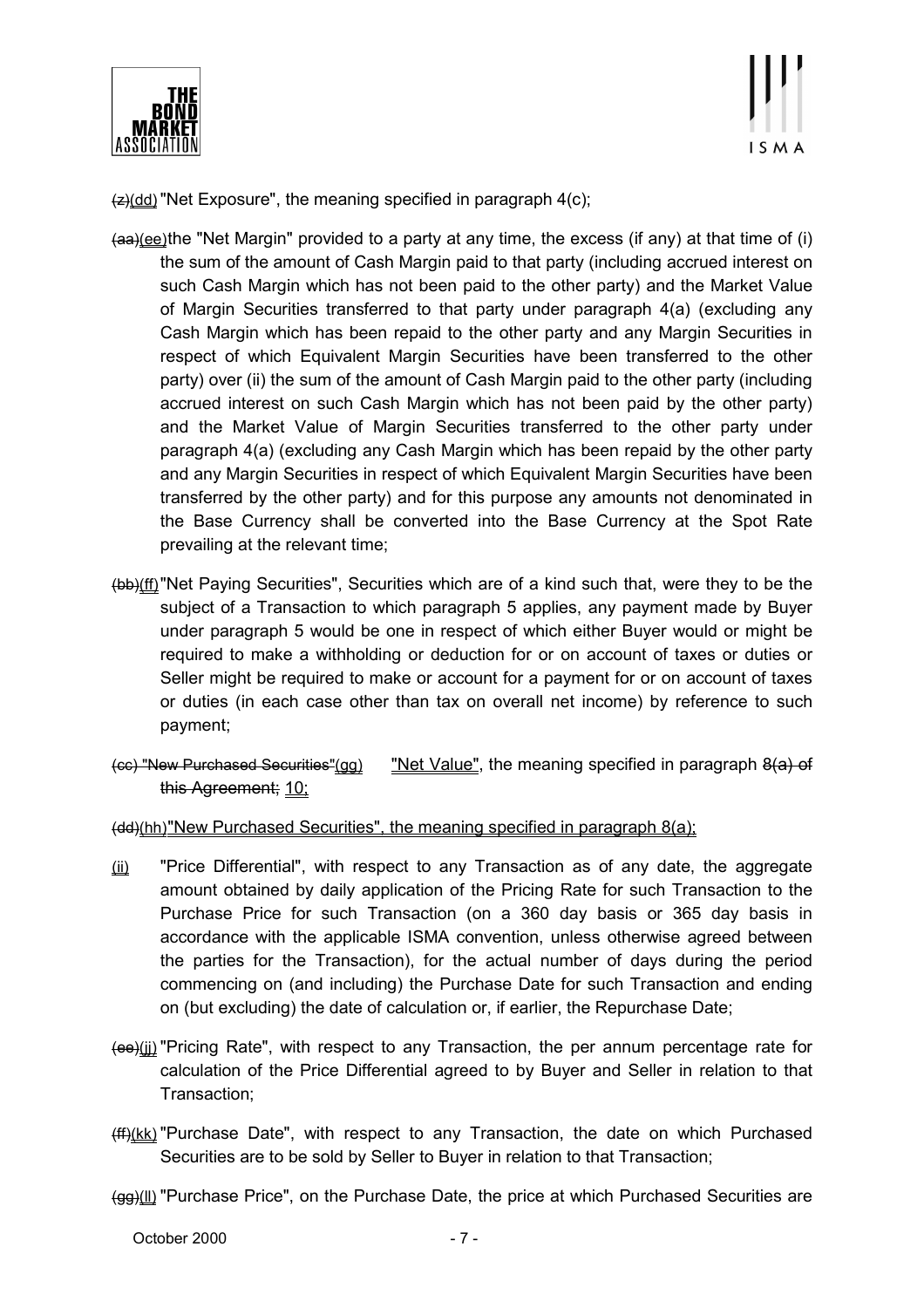~~(z)~~(dd) "Net Exposure", the meaning specified in paragraph 4(c);

~~(aa)~~(ee) the "Net Margin" provided to a party at any time, the excess (if any) at that time of (i) the sum of the amount of Cash Margin paid to that party (including accrued interest on such Cash Margin which has not been paid to the other party) and the Market Value of Margin Securities transferred to that party under paragraph 4(a) (excluding any Cash Margin which has been repaid to the other party and any Margin Securities in respect of which Equivalent Margin Securities have been transferred to the other party) over (ii) the sum of the amount of Cash Margin paid to the other party (including accrued interest on such Cash Margin which has not been paid by the other party) and the Market Value of Margin Securities transferred to the other party under paragraph 4(a) (excluding any Cash Margin which has been repaid by the other party and any Margin Securities in respect of which Equivalent Margin Securities have been transferred by the other party) and for this purpose any amounts not denominated in the Base Currency shall be converted into the Base Currency at the Spot Rate prevailing at the relevant time;

~~(bb)~~(ff) "Net Paying Securities", Securities which are of a kind such that, were they to be the subject of a Transaction to which paragraph 5 applies, any payment made by Buyer under paragraph 5 would be one in respect of which either Buyer would or might be required to make a withholding or deduction for or on account of taxes or duties or Seller might be required to make or account for a payment for or on account of taxes or duties (in each case other than tax on overall net income) by reference to such payment;

~~(cc) "New Purchased Securities"~~(gg) "Net Value", the meaning specified in paragraph ~~8(a) of this Agreement;~~ 10;

~~(dd)~~(hh) "New Purchased Securities", the meaning specified in paragraph 8(a);

(ii) "Price Differential", with respect to any Transaction as of any date, the aggregate amount obtained by daily application of the Pricing Rate for such Transaction to the Purchase Price for such Transaction (on a 360 day basis or 365 day basis in accordance with the applicable ISMA convention, unless otherwise agreed between the parties for the Transaction), for the actual number of days during the period commencing on (and including) the Purchase Date for such Transaction and ending on (but excluding) the date of calculation or, if earlier, the Repurchase Date;

~~(ee)~~(jj) "Pricing Rate", with respect to any Transaction, the per annum percentage rate for calculation of the Price Differential agreed to by Buyer and Seller in relation to that Transaction;

~~(ff)~~(kk) "Purchase Date", with respect to any Transaction, the date on which Purchased Securities are to be sold by Seller to Buyer in relation to that Transaction;

~~(gg)~~(ll) "Purchase Price", on the Purchase Date, the price at which Purchased Securities are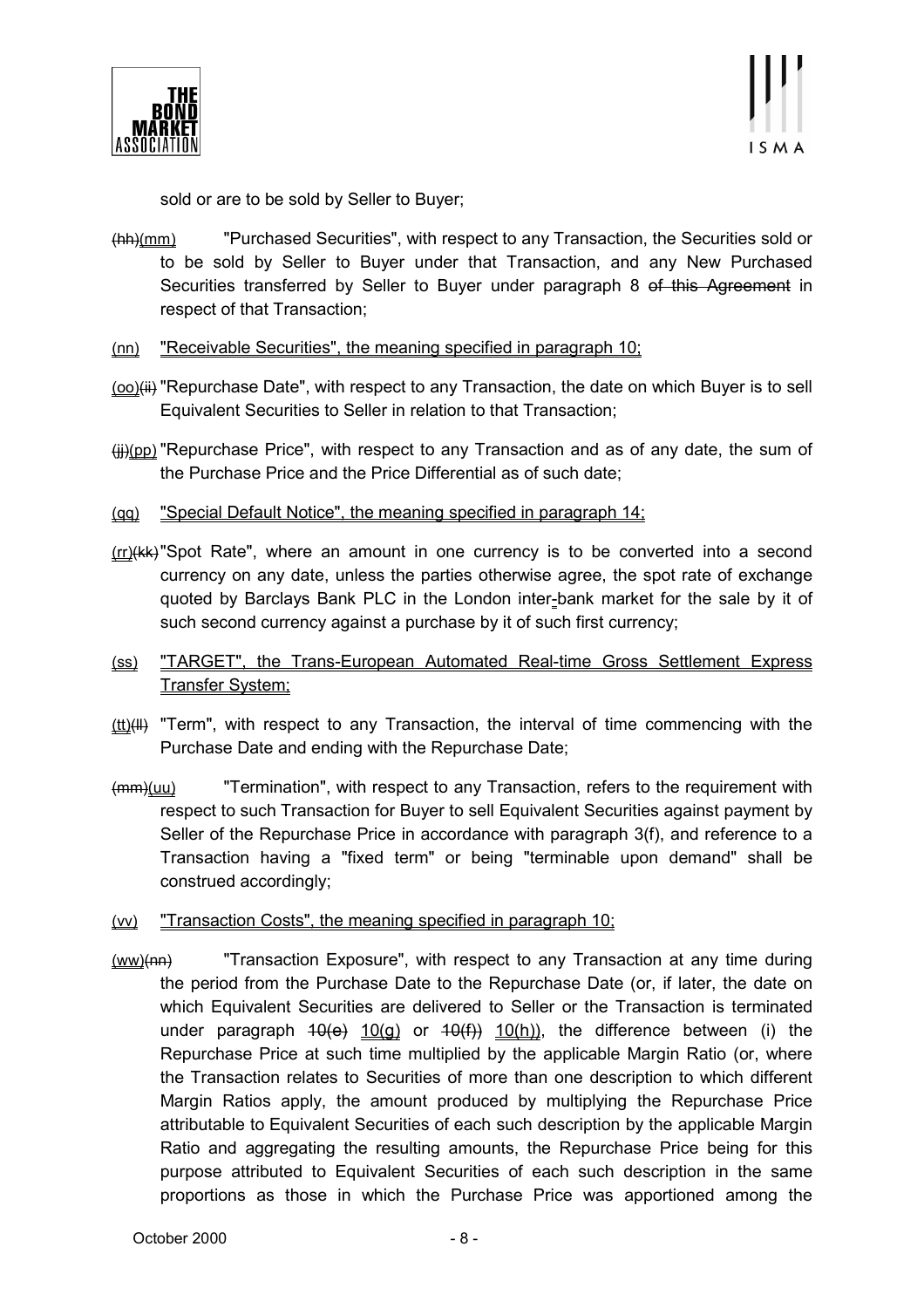sold or are to be sold by Seller to Buyer;

(hh)(mm) "Purchased Securities", with respect to any Transaction, the Securities sold or to be sold by Seller to Buyer under that Transaction, and any New Purchased Securities transferred by Seller to Buyer under paragraph 8 of this Agreement in respect of that Transaction;

(nn) "Receivable Securities", the meaning specified in paragraph 10;

(oo)(ii) "Repurchase Date", with respect to any Transaction, the date on which Buyer is to sell Equivalent Securities to Seller in relation to that Transaction;

(jj)(pp) "Repurchase Price", with respect to any Transaction and as of any date, the sum of the Purchase Price and the Price Differential as of such date;

(qq) "Special Default Notice", the meaning specified in paragraph 14;

(rr)(kk) "Spot Rate", where an amount in one currency is to be converted into a second currency on any date, unless the parties otherwise agree, the spot rate of exchange quoted by Barclays Bank PLC in the London inter-bank market for the sale by it of such second currency against a purchase by it of such first currency;

(ss) "TARGET", the Trans-European Automated Real-time Gross Settlement Express Transfer System;

(tt)(ll) "Term", with respect to any Transaction, the interval of time commencing with the Purchase Date and ending with the Repurchase Date;

(mm)(uu) "Termination", with respect to any Transaction, refers to the requirement with respect to such Transaction for Buyer to sell Equivalent Securities against payment by Seller of the Repurchase Price in accordance with paragraph 3(f), and reference to a Transaction having a "fixed term" or being "terminable upon demand" shall be construed accordingly;

(vv) "Transaction Costs", the meaning specified in paragraph 10;

(ww)(nn) "Transaction Exposure", with respect to any Transaction at any time during the period from the Purchase Date to the Repurchase Date (or, if later, the date on which Equivalent Securities are delivered to Seller or the Transaction is terminated under paragraph 10(e) 10(g) or 10(f)) 10(h)), the difference between (i) the Repurchase Price at such time multiplied by the applicable Margin Ratio (or, where the Transaction relates to Securities of more than one description to which different Margin Ratios apply, the amount produced by multiplying the Repurchase Price attributable to Equivalent Securities of each such description by the applicable Margin Ratio and aggregating the resulting amounts, the Repurchase Price being for this purpose attributed to Equivalent Securities of each such description in the same proportions as those in which the Purchase Price was apportioned among the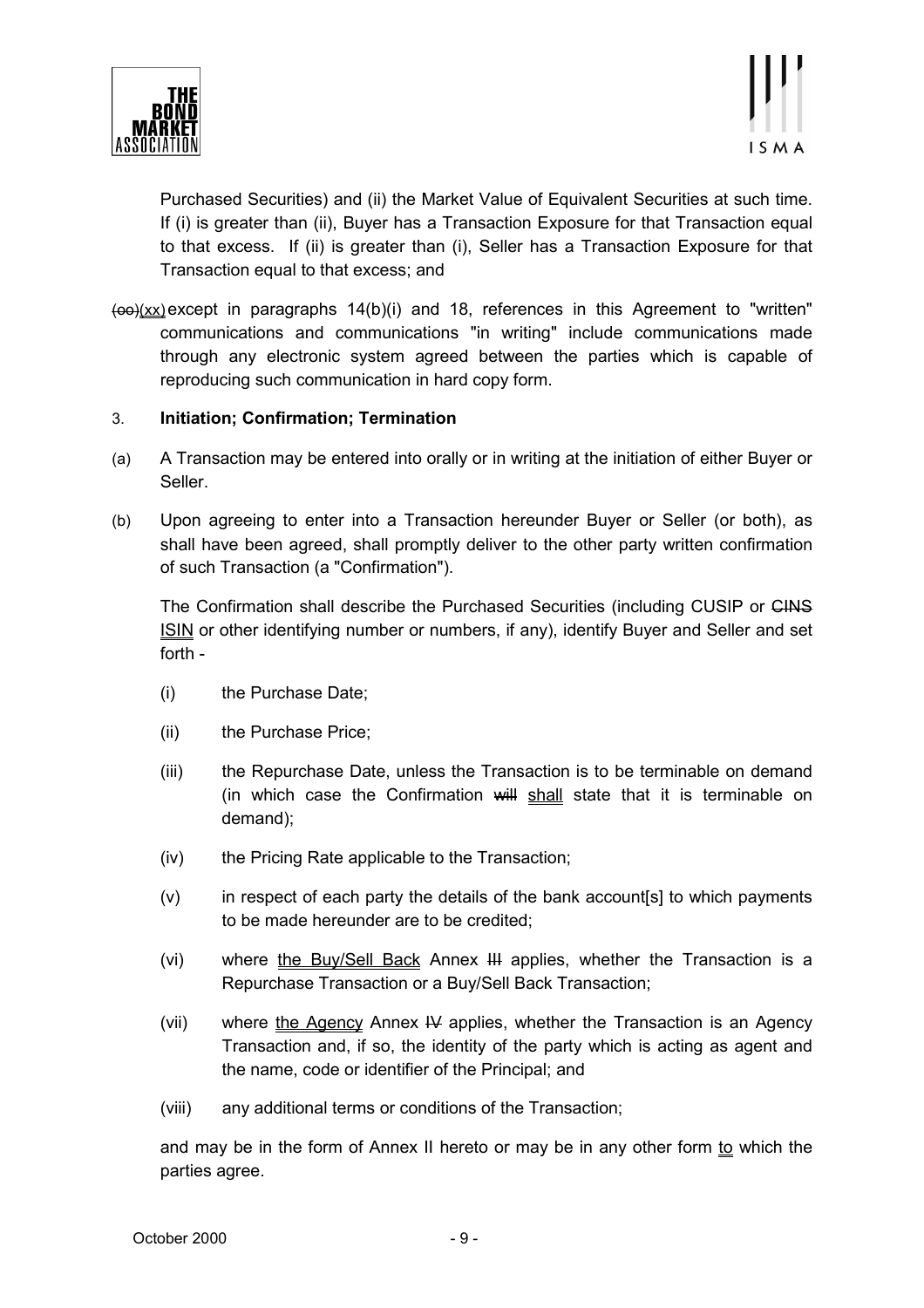Purchased Securities) and (ii) the Market Value of Equivalent Securities at such time. If (i) is greater than (ii), Buyer has a Transaction Exposure for that Transaction equal to that excess. If (ii) is greater than (i), Seller has a Transaction Exposure for that Transaction equal to that excess; and

~~(oo)~~(xx) except in paragraphs 14(b)(i) and 18, references in this Agreement to "written" communications and communications "in writing" include communications made through any electronic system agreed between the parties which is capable of reproducing such communication in hard copy form.

3. **Initiation; Confirmation; Termination**

(a) A Transaction may be entered into orally or in writing at the initiation of either Buyer or Seller.

(b) Upon agreeing to enter into a Transaction hereunder Buyer or Seller (or both), as shall have been agreed, shall promptly deliver to the other party written confirmation of such Transaction (a "Confirmation").

The Confirmation shall describe the Purchased Securities (including CUSIP or ~~CINS~~ ISIN or other identifying number or numbers, if any), identify Buyer and Seller and set forth -

(i) the Purchase Date;

(ii) the Purchase Price;

(iii) the Repurchase Date, unless the Transaction is to be terminable on demand (in which case the Confirmation ~~will~~ shall state that it is terminable on demand);

(iv) the Pricing Rate applicable to the Transaction;

(v) in respect of each party the details of the bank account[s] to which payments to be made hereunder are to be credited;

(vi) where the Buy/Sell Back Annex ~~III~~ applies, whether the Transaction is a Repurchase Transaction or a Buy/Sell Back Transaction;

(vii) where the Agency Annex ~~IV~~ applies, whether the Transaction is an Agency Transaction and, if so, the identity of the party which is acting as agent and the name, code or identifier of the Principal; and

(viii) any additional terms or conditions of the Transaction;

and may be in the form of Annex II hereto or may be in any other form to which the parties agree.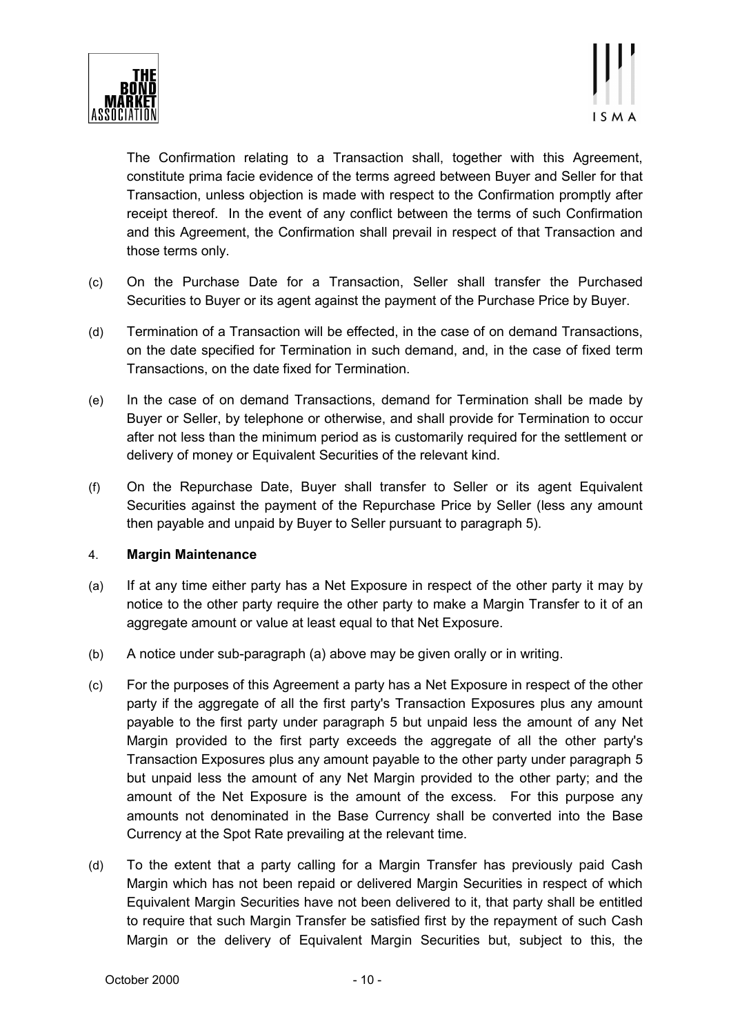The Confirmation relating to a Transaction shall, together with this Agreement, constitute prima facie evidence of the terms agreed between Buyer and Seller for that Transaction, unless objection is made with respect to the Confirmation promptly after receipt thereof. In the event of any conflict between the terms of such Confirmation and this Agreement, the Confirmation shall prevail in respect of that Transaction and those terms only.

(c) On the Purchase Date for a Transaction, Seller shall transfer the Purchased Securities to Buyer or its agent against the payment of the Purchase Price by Buyer.

(d) Termination of a Transaction will be effected, in the case of on demand Transactions, on the date specified for Termination in such demand, and, in the case of fixed term Transactions, on the date fixed for Termination.

(e) In the case of on demand Transactions, demand for Termination shall be made by Buyer or Seller, by telephone or otherwise, and shall provide for Termination to occur after not less than the minimum period as is customarily required for the settlement or delivery of money or Equivalent Securities of the relevant kind.

(f) On the Repurchase Date, Buyer shall transfer to Seller or its agent Equivalent Securities against the payment of the Repurchase Price by Seller (less any amount then payable and unpaid by Buyer to Seller pursuant to paragraph 5).

4. **Margin Maintenance**

(a) If at any time either party has a Net Exposure in respect of the other party it may by notice to the other party require the other party to make a Margin Transfer to it of an aggregate amount or value at least equal to that Net Exposure.

(b) A notice under sub-paragraph (a) above may be given orally or in writing.

(c) For the purposes of this Agreement a party has a Net Exposure in respect of the other party if the aggregate of all the first party's Transaction Exposures plus any amount payable to the first party under paragraph 5 but unpaid less the amount of any Net Margin provided to the first party exceeds the aggregate of all the other party's Transaction Exposures plus any amount payable to the other party under paragraph 5 but unpaid less the amount of any Net Margin provided to the other party; and the amount of the Net Exposure is the amount of the excess. For this purpose any amounts not denominated in the Base Currency shall be converted into the Base Currency at the Spot Rate prevailing at the relevant time.

(d) To the extent that a party calling for a Margin Transfer has previously paid Cash Margin which has not been repaid or delivered Margin Securities in respect of which Equivalent Margin Securities have not been delivered to it, that party shall be entitled to require that such Margin Transfer be satisfied first by the repayment of such Cash Margin or the delivery of Equivalent Margin Securities but, subject to this, the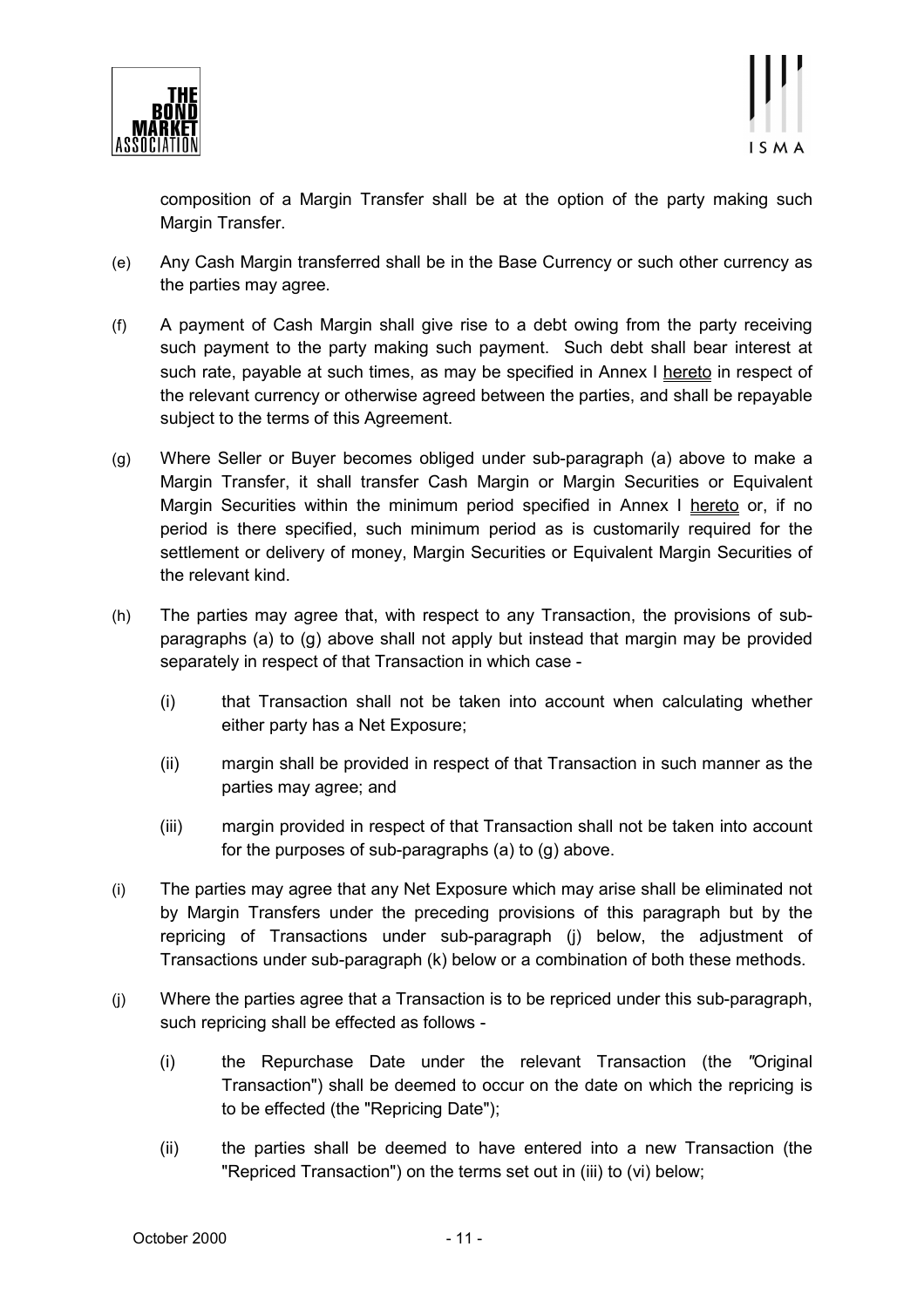composition of a Margin Transfer shall be at the option of the party making such Margin Transfer.

(e) Any Cash Margin transferred shall be in the Base Currency or such other currency as the parties may agree.

(f) A payment of Cash Margin shall give rise to a debt owing from the party receiving such payment to the party making such payment. Such debt shall bear interest at such rate, payable at such times, as may be specified in Annex I hereto in respect of the relevant currency or otherwise agreed between the parties, and shall be repayable subject to the terms of this Agreement.

(g) Where Seller or Buyer becomes obliged under sub-paragraph (a) above to make a Margin Transfer, it shall transfer Cash Margin or Margin Securities or Equivalent Margin Securities within the minimum period specified in Annex I hereto or, if no period is there specified, such minimum period as is customarily required for the settlement or delivery of money, Margin Securities or Equivalent Margin Securities of the relevant kind.

(h) The parties may agree that, with respect to any Transaction, the provisions of sub-paragraphs (a) to (g) above shall not apply but instead that margin may be provided separately in respect of that Transaction in which case -

  (i) that Transaction shall not be taken into account when calculating whether either party has a Net Exposure;

  (ii) margin shall be provided in respect of that Transaction in such manner as the parties may agree; and

  (iii) margin provided in respect of that Transaction shall not be taken into account for the purposes of sub-paragraphs (a) to (g) above.

(i) The parties may agree that any Net Exposure which may arise shall be eliminated not by Margin Transfers under the preceding provisions of this paragraph but by the repricing of Transactions under sub-paragraph (j) below, the adjustment of Transactions under sub-paragraph (k) below or a combination of both these methods.

(j) Where the parties agree that a Transaction is to be repriced under this sub-paragraph, such repricing shall be effected as follows -

  (i) the Repurchase Date under the relevant Transaction (the "Original Transaction") shall be deemed to occur on the date on which the repricing is to be effected (the "Repricing Date");

  (ii) the parties shall be deemed to have entered into a new Transaction (the "Repriced Transaction") on the terms set out in (iii) to (vi) below;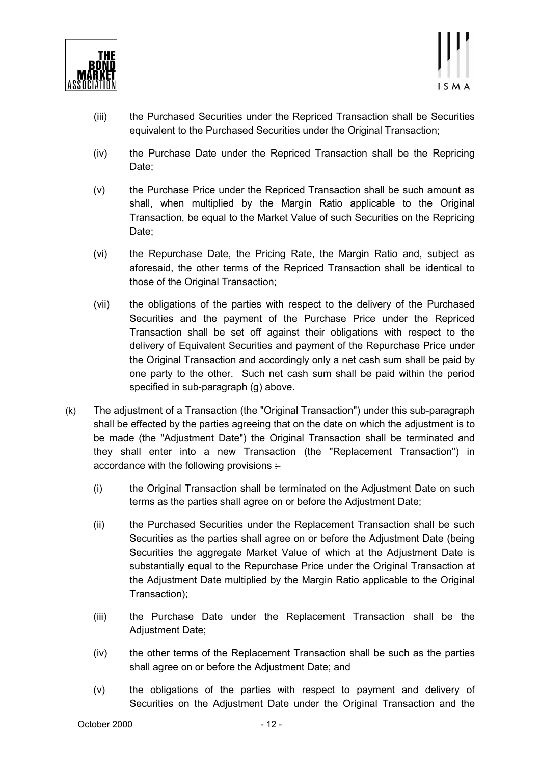(iii) the Purchased Securities under the Repriced Transaction shall be Securities equivalent to the Purchased Securities under the Original Transaction;

(iv) the Purchase Date under the Repriced Transaction shall be the Repricing Date;

(v) the Purchase Price under the Repriced Transaction shall be such amount as shall, when multiplied by the Margin Ratio applicable to the Original Transaction, be equal to the Market Value of such Securities on the Repricing Date;

(vi) the Repurchase Date, the Pricing Rate, the Margin Ratio and, subject as aforesaid, the other terms of the Repriced Transaction shall be identical to those of the Original Transaction;

(vii) the obligations of the parties with respect to the delivery of the Purchased Securities and the payment of the Purchase Price under the Repriced Transaction shall be set off against their obligations with respect to the delivery of Equivalent Securities and payment of the Repurchase Price under the Original Transaction and accordingly only a net cash sum shall be paid by one party to the other. Such net cash sum shall be paid within the period specified in sub-paragraph (g) above.

(k) The adjustment of a Transaction (the "Original Transaction") under this sub-paragraph shall be effected by the parties agreeing that on the date on which the adjustment is to be made (the "Adjustment Date") the Original Transaction shall be terminated and they shall enter into a new Transaction (the "Replacement Transaction") in accordance with the following provisions :-

(i) the Original Transaction shall be terminated on the Adjustment Date on such terms as the parties shall agree on or before the Adjustment Date;

(ii) the Purchased Securities under the Replacement Transaction shall be such Securities as the parties shall agree on or before the Adjustment Date (being Securities the aggregate Market Value of which at the Adjustment Date is substantially equal to the Repurchase Price under the Original Transaction at the Adjustment Date multiplied by the Margin Ratio applicable to the Original Transaction);

(iii) the Purchase Date under the Replacement Transaction shall be the Adjustment Date;

(iv) the other terms of the Replacement Transaction shall be such as the parties shall agree on or before the Adjustment Date; and

(v) the obligations of the parties with respect to payment and delivery of Securities on the Adjustment Date under the Original Transaction and the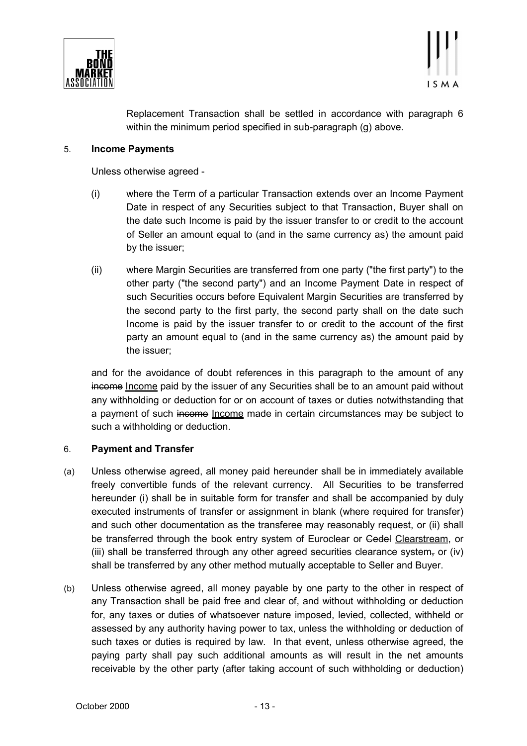Replacement Transaction shall be settled in accordance with paragraph 6 within the minimum period specified in sub-paragraph (g) above.

5. **Income Payments**

Unless otherwise agreed -

(i) where the Term of a particular Transaction extends over an Income Payment Date in respect of any Securities subject to that Transaction, Buyer shall on the date such Income is paid by the issuer transfer to or credit to the account of Seller an amount equal to (and in the same currency as) the amount paid by the issuer;

(ii) where Margin Securities are transferred from one party ("the first party") to the other party ("the second party") and an Income Payment Date in respect of such Securities occurs before Equivalent Margin Securities are transferred by the second party to the first party, the second party shall on the date such Income is paid by the issuer transfer to or credit to the account of the first party an amount equal to (and in the same currency as) the amount paid by the issuer;

and for the avoidance of doubt references in this paragraph to the amount of any ~~income~~ Income paid by the issuer of any Securities shall be to an amount paid without any withholding or deduction for or on account of taxes or duties notwithstanding that a payment of such ~~income~~ Income made in certain circumstances may be subject to such a withholding or deduction.

6. **Payment and Transfer**

(a) Unless otherwise agreed, all money paid hereunder shall be in immediately available freely convertible funds of the relevant currency. All Securities to be transferred hereunder (i) shall be in suitable form for transfer and shall be accompanied by duly executed instruments of transfer or assignment in blank (where required for transfer) and such other documentation as the transferee may reasonably request, or (ii) shall be transferred through the book entry system of Euroclear or ~~Cedel~~ Clearstream, or (iii) shall be transferred through any other agreed securities clearance system~~,~~ or (iv) shall be transferred by any other method mutually acceptable to Seller and Buyer.

(b) Unless otherwise agreed, all money payable by one party to the other in respect of any Transaction shall be paid free and clear of, and without withholding or deduction for, any taxes or duties of whatsoever nature imposed, levied, collected, withheld or assessed by any authority having power to tax, unless the withholding or deduction of such taxes or duties is required by law. In that event, unless otherwise agreed, the paying party shall pay such additional amounts as will result in the net amounts receivable by the other party (after taking account of such withholding or deduction)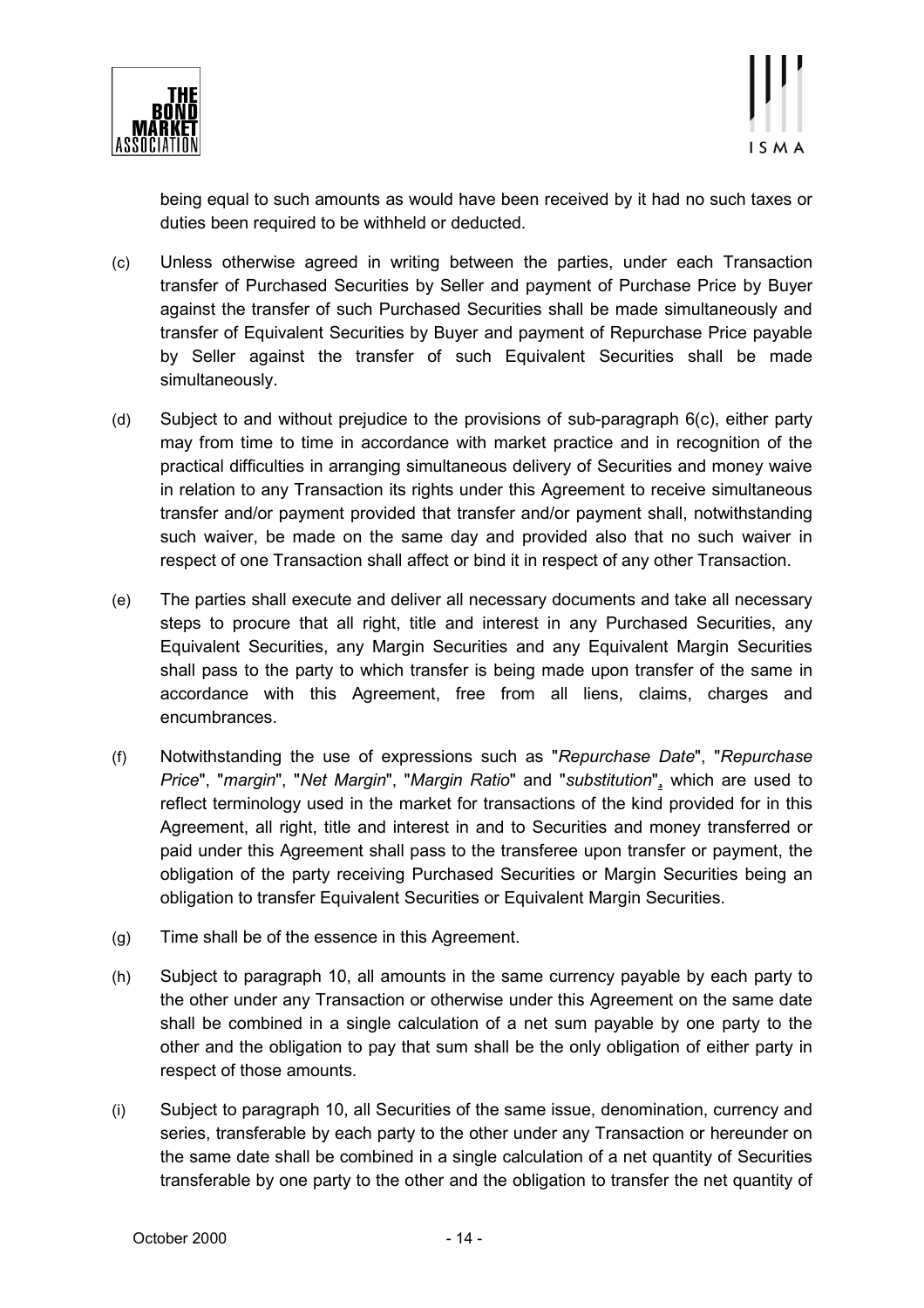being equal to such amounts as would have been received by it had no such taxes or duties been required to be withheld or deducted.

(c) Unless otherwise agreed in writing between the parties, under each Transaction transfer of Purchased Securities by Seller and payment of Purchase Price by Buyer against the transfer of such Purchased Securities shall be made simultaneously and transfer of Equivalent Securities by Buyer and payment of Repurchase Price payable by Seller against the transfer of such Equivalent Securities shall be made simultaneously.

(d) Subject to and without prejudice to the provisions of sub-paragraph 6(c), either party may from time to time in accordance with market practice and in recognition of the practical difficulties in arranging simultaneous delivery of Securities and money waive in relation to any Transaction its rights under this Agreement to receive simultaneous transfer and/or payment provided that transfer and/or payment shall, notwithstanding such waiver, be made on the same day and provided also that no such waiver in respect of one Transaction shall affect or bind it in respect of any other Transaction.

(e) The parties shall execute and deliver all necessary documents and take all necessary steps to procure that all right, title and interest in any Purchased Securities, any Equivalent Securities, any Margin Securities and any Equivalent Margin Securities shall pass to the party to which transfer is being made upon transfer of the same in accordance with this Agreement, free from all liens, claims, charges and encumbrances.

(f) Notwithstanding the use of expressions such as "*Repurchase Date*", "*Repurchase Price*", "*margin*", "*Net Margin*", "*Margin Ratio*" and "*substitution*", which are used to reflect terminology used in the market for transactions of the kind provided for in this Agreement, all right, title and interest in and to Securities and money transferred or paid under this Agreement shall pass to the transferee upon transfer or payment, the obligation of the party receiving Purchased Securities or Margin Securities being an obligation to transfer Equivalent Securities or Equivalent Margin Securities.

(g) Time shall be of the essence in this Agreement.

(h) Subject to paragraph 10, all amounts in the same currency payable by each party to the other under any Transaction or otherwise under this Agreement on the same date shall be combined in a single calculation of a net sum payable by one party to the other and the obligation to pay that sum shall be the only obligation of either party in respect of those amounts.

(i) Subject to paragraph 10, all Securities of the same issue, denomination, currency and series, transferable by each party to the other under any Transaction or hereunder on the same date shall be combined in a single calculation of a net quantity of Securities transferable by one party to the other and the obligation to transfer the net quantity of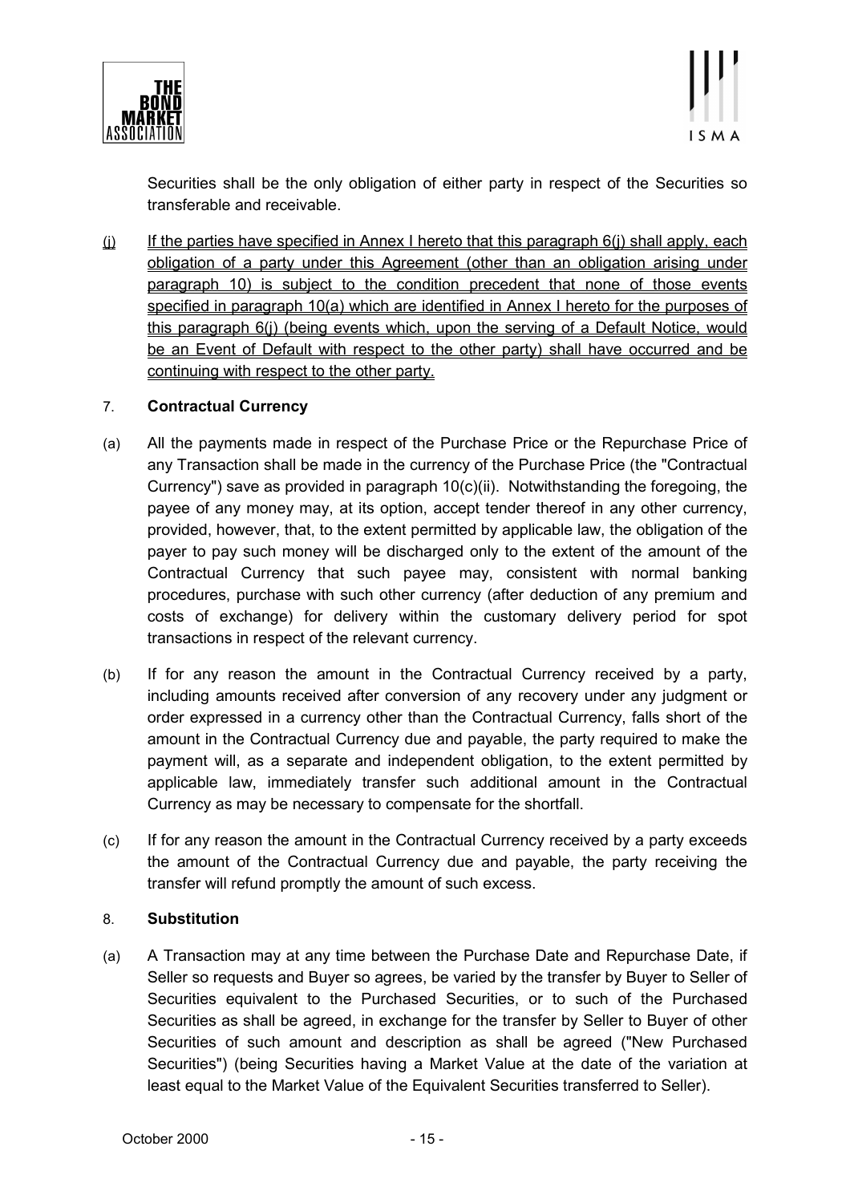Securities shall be the only obligation of either party in respect of the Securities so transferable and receivable.

(j) If the parties have specified in Annex I hereto that this paragraph 6(j) shall apply, each obligation of a party under this Agreement (other than an obligation arising under paragraph 10) is subject to the condition precedent that none of those events specified in paragraph 10(a) which are identified in Annex I hereto for the purposes of this paragraph 6(j) (being events which, upon the serving of a Default Notice, would be an Event of Default with respect to the other party) shall have occurred and be continuing with respect to the other party.

## 7. **Contractual Currency**

(a) All the payments made in respect of the Purchase Price or the Repurchase Price of any Transaction shall be made in the currency of the Purchase Price (the "Contractual Currency") save as provided in paragraph 10(c)(ii). Notwithstanding the foregoing, the payee of any money may, at its option, accept tender thereof in any other currency, provided, however, that, to the extent permitted by applicable law, the obligation of the payer to pay such money will be discharged only to the extent of the amount of the Contractual Currency that such payee may, consistent with normal banking procedures, purchase with such other currency (after deduction of any premium and costs of exchange) for delivery within the customary delivery period for spot transactions in respect of the relevant currency.

(b) If for any reason the amount in the Contractual Currency received by a party, including amounts received after conversion of any recovery under any judgment or order expressed in a currency other than the Contractual Currency, falls short of the amount in the Contractual Currency due and payable, the party required to make the payment will, as a separate and independent obligation, to the extent permitted by applicable law, immediately transfer such additional amount in the Contractual Currency as may be necessary to compensate for the shortfall.

(c) If for any reason the amount in the Contractual Currency received by a party exceeds the amount of the Contractual Currency due and payable, the party receiving the transfer will refund promptly the amount of such excess.

## 8. **Substitution**

(a) A Transaction may at any time between the Purchase Date and Repurchase Date, if Seller so requests and Buyer so agrees, be varied by the transfer by Buyer to Seller of Securities equivalent to the Purchased Securities, or to such of the Purchased Securities as shall be agreed, in exchange for the transfer by Seller to Buyer of other Securities of such amount and description as shall be agreed ("New Purchased Securities") (being Securities having a Market Value at the date of the variation at least equal to the Market Value of the Equivalent Securities transferred to Seller).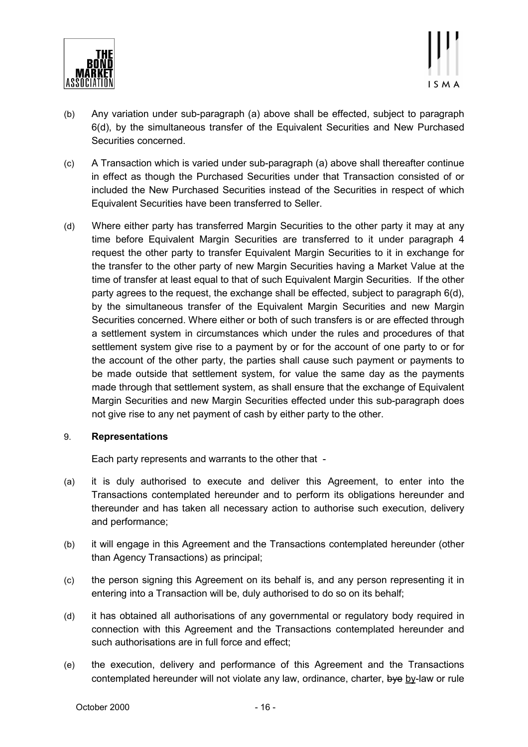(b) Any variation under sub-paragraph (a) above shall be effected, subject to paragraph 6(d), by the simultaneous transfer of the Equivalent Securities and New Purchased Securities concerned.

(c) A Transaction which is varied under sub-paragraph (a) above shall thereafter continue in effect as though the Purchased Securities under that Transaction consisted of or included the New Purchased Securities instead of the Securities in respect of which Equivalent Securities have been transferred to Seller.

(d) Where either party has transferred Margin Securities to the other party it may at any time before Equivalent Margin Securities are transferred to it under paragraph 4 request the other party to transfer Equivalent Margin Securities to it in exchange for the transfer to the other party of new Margin Securities having a Market Value at the time of transfer at least equal to that of such Equivalent Margin Securities. If the other party agrees to the request, the exchange shall be effected, subject to paragraph 6(d), by the simultaneous transfer of the Equivalent Margin Securities and new Margin Securities concerned. Where either or both of such transfers is or are effected through a settlement system in circumstances which under the rules and procedures of that settlement system give rise to a payment by or for the account of one party to or for the account of the other party, the parties shall cause such payment or payments to be made outside that settlement system, for value the same day as the payments made through that settlement system, as shall ensure that the exchange of Equivalent Margin Securities and new Margin Securities effected under this sub-paragraph does not give rise to any net payment of cash by either party to the other.

9. **Representations**

Each party represents and warrants to the other that -

(a) it is duly authorised to execute and deliver this Agreement, to enter into the Transactions contemplated hereunder and to perform its obligations hereunder and thereunder and has taken all necessary action to authorise such execution, delivery and performance;

(b) it will engage in this Agreement and the Transactions contemplated hereunder (other than Agency Transactions) as principal;

(c) the person signing this Agreement on its behalf is, and any person representing it in entering into a Transaction will be, duly authorised to do so on its behalf;

(d) it has obtained all authorisations of any governmental or regulatory body required in connection with this Agreement and the Transactions contemplated hereunder and such authorisations are in full force and effect;

(e) the execution, delivery and performance of this Agreement and the Transactions contemplated hereunder will not violate any law, ordinance, charter, ~~bye~~ <u>by</u>-law or rule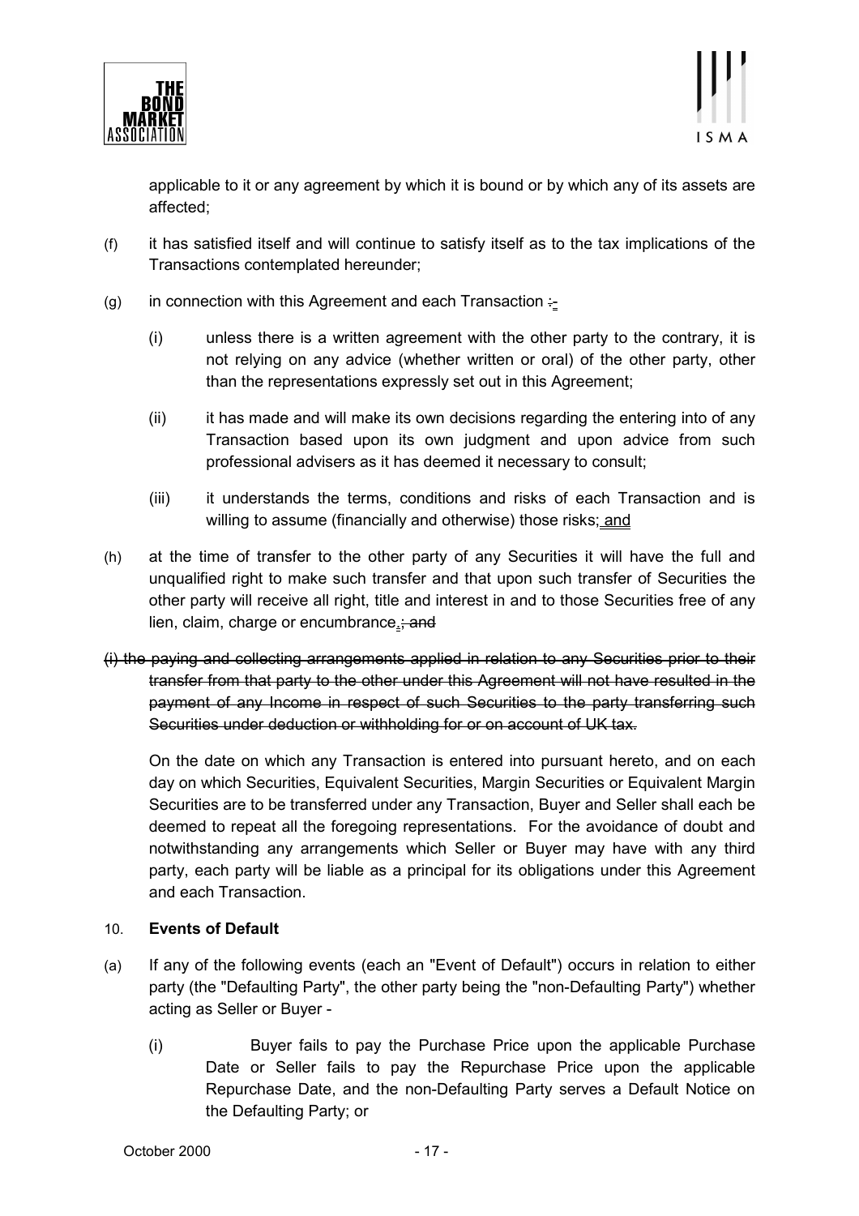applicable to it or any agreement by which it is bound or by which any of its assets are affected;

(f) it has satisfied itself and will continue to satisfy itself as to the tax implications of the Transactions contemplated hereunder;

(g) in connection with this Agreement and each Transaction :-

  (i) unless there is a written agreement with the other party to the contrary, it is not relying on any advice (whether written or oral) of the other party, other than the representations expressly set out in this Agreement;

  (ii) it has made and will make its own decisions regarding the entering into of any Transaction based upon its own judgment and upon advice from such professional advisers as it has deemed it necessary to consult;

  (iii) it understands the terms, conditions and risks of each Transaction and is willing to assume (financially and otherwise) those risks; and

(h) at the time of transfer to the other party of any Securities it will have the full and unqualified right to make such transfer and that upon such transfer of Securities the other party will receive all right, title and interest in and to those Securities free of any lien, claim, charge or encumbrance.; and

~~(i) the paying and collecting arrangements applied in relation to any Securities prior to their transfer from that party to the other under this Agreement will not have resulted in the payment of any Income in respect of such Securities to the party transferring such Securities under deduction or withholding for or on account of UK tax.~~

On the date on which any Transaction is entered into pursuant hereto, and on each day on which Securities, Equivalent Securities, Margin Securities or Equivalent Margin Securities are to be transferred under any Transaction, Buyer and Seller shall each be deemed to repeat all the foregoing representations. For the avoidance of doubt and notwithstanding any arrangements which Seller or Buyer may have with any third party, each party will be liable as a principal for its obligations under this Agreement and each Transaction.

## 10. Events of Default

(a) If any of the following events (each an "Event of Default") occurs in relation to either party (the "Defaulting Party", the other party being the "non-Defaulting Party") whether acting as Seller or Buyer -

  (i) Buyer fails to pay the Purchase Price upon the applicable Purchase Date or Seller fails to pay the Repurchase Price upon the applicable Repurchase Date, and the non-Defaulting Party serves a Default Notice on the Defaulting Party; or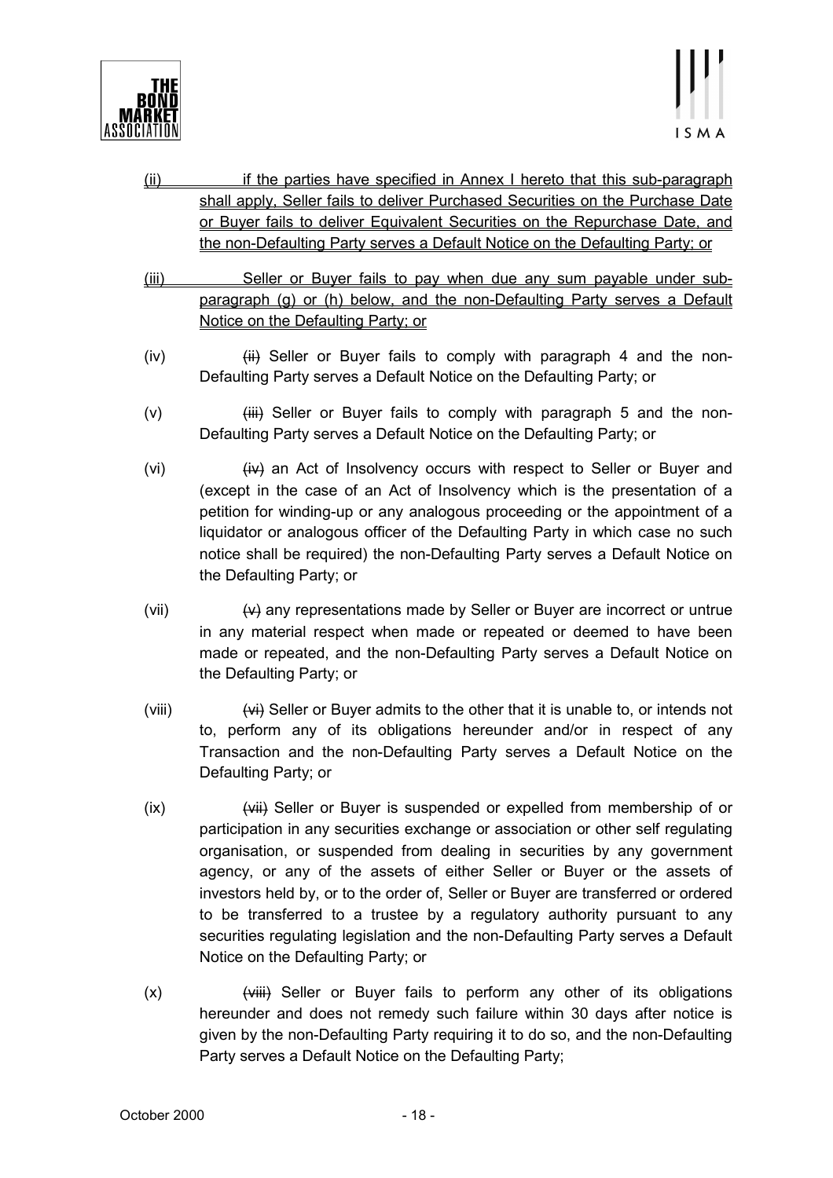(ii) if the parties have specified in Annex I hereto that this sub-paragraph shall apply, Seller fails to deliver Purchased Securities on the Purchase Date or Buyer fails to deliver Equivalent Securities on the Repurchase Date, and the non-Defaulting Party serves a Default Notice on the Defaulting Party; or

(iii) Seller or Buyer fails to pay when due any sum payable under sub-paragraph (g) or (h) below, and the non-Defaulting Party serves a Default Notice on the Defaulting Party; or

(iv) ~~(ii)~~ Seller or Buyer fails to comply with paragraph 4 and the non-Defaulting Party serves a Default Notice on the Defaulting Party; or

(v) ~~(iii)~~ Seller or Buyer fails to comply with paragraph 5 and the non-Defaulting Party serves a Default Notice on the Defaulting Party; or

(vi) ~~(iv)~~ an Act of Insolvency occurs with respect to Seller or Buyer and (except in the case of an Act of Insolvency which is the presentation of a petition for winding-up or any analogous proceeding or the appointment of a liquidator or analogous officer of the Defaulting Party in which case no such notice shall be required) the non-Defaulting Party serves a Default Notice on the Defaulting Party; or

(vii) ~~(v)~~ any representations made by Seller or Buyer are incorrect or untrue in any material respect when made or repeated or deemed to have been made or repeated, and the non-Defaulting Party serves a Default Notice on the Defaulting Party; or

(viii) ~~(vi)~~ Seller or Buyer admits to the other that it is unable to, or intends not to, perform any of its obligations hereunder and/or in respect of any Transaction and the non-Defaulting Party serves a Default Notice on the Defaulting Party; or

(ix) ~~(vii)~~ Seller or Buyer is suspended or expelled from membership of or participation in any securities exchange or association or other self regulating organisation, or suspended from dealing in securities by any government agency, or any of the assets of either Seller or Buyer or the assets of investors held by, or to the order of, Seller or Buyer are transferred or ordered to be transferred to a trustee by a regulatory authority pursuant to any securities regulating legislation and the non-Defaulting Party serves a Default Notice on the Defaulting Party; or

(x) ~~(viii)~~ Seller or Buyer fails to perform any other of its obligations hereunder and does not remedy such failure within 30 days after notice is given by the non-Defaulting Party requiring it to do so, and the non-Defaulting Party serves a Default Notice on the Defaulting Party;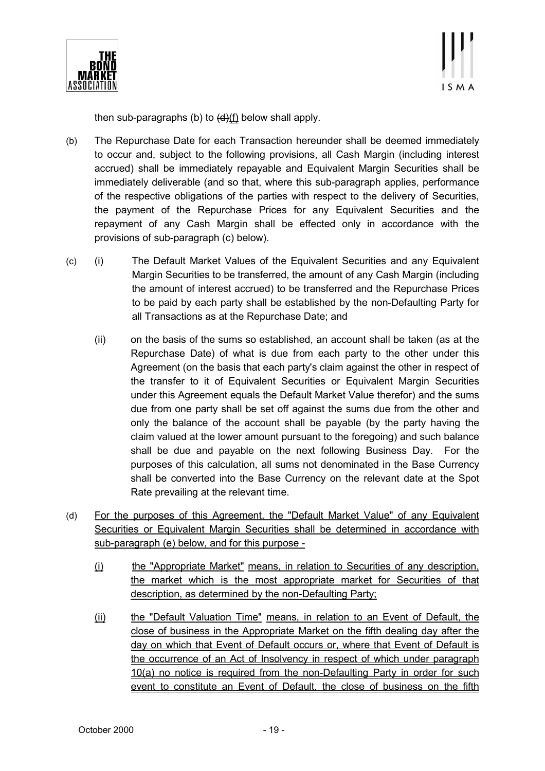then sub-paragraphs (b) to ~~(d)~~(f) below shall apply.

(b) The Repurchase Date for each Transaction hereunder shall be deemed immediately to occur and, subject to the following provisions, all Cash Margin (including interest accrued) shall be immediately repayable and Equivalent Margin Securities shall be immediately deliverable (and so that, where this sub-paragraph applies, performance of the respective obligations of the parties with respect to the delivery of Securities, the payment of the Repurchase Prices for any Equivalent Securities and the repayment of any Cash Margin shall be effected only in accordance with the provisions of sub-paragraph (c) below).

(c) (i) The Default Market Values of the Equivalent Securities and any Equivalent Margin Securities to be transferred, the amount of any Cash Margin (including the amount of interest accrued) to be transferred and the Repurchase Prices to be paid by each party shall be established by the non-Defaulting Party for all Transactions as at the Repurchase Date; and

(ii) on the basis of the sums so established, an account shall be taken (as at the Repurchase Date) of what is due from each party to the other under this Agreement (on the basis that each party's claim against the other in respect of the transfer to it of Equivalent Securities or Equivalent Margin Securities under this Agreement equals the Default Market Value therefor) and the sums due from one party shall be set off against the sums due from the other and only the balance of the account shall be payable (by the party having the claim valued at the lower amount pursuant to the foregoing) and such balance shall be due and payable on the next following Business Day. For the purposes of this calculation, all sums not denominated in the Base Currency shall be converted into the Base Currency on the relevant date at the Spot Rate prevailing at the relevant time.

(d) <u>For the purposes of this Agreement, the "Default Market Value" of any Equivalent Securities or Equivalent Margin Securities shall be determined in accordance with sub-paragraph (e) below, and for this purpose -</u>

<u>(i)</u> <u>the "Appropriate Market" means, in relation to Securities of any description, the market which is the most appropriate market for Securities of that description, as determined by the non-Defaulting Party;</u>

<u>(ii)</u> <u>the "Default Valuation Time" means, in relation to an Event of Default, the close of business in the Appropriate Market on the fifth dealing day after the day on which that Event of Default occurs or, where that Event of Default is the occurrence of an Act of Insolvency in respect of which under paragraph 10(a) no notice is required from the non-Defaulting Party in order for such event to constitute an Event of Default, the close of business on the fifth</u>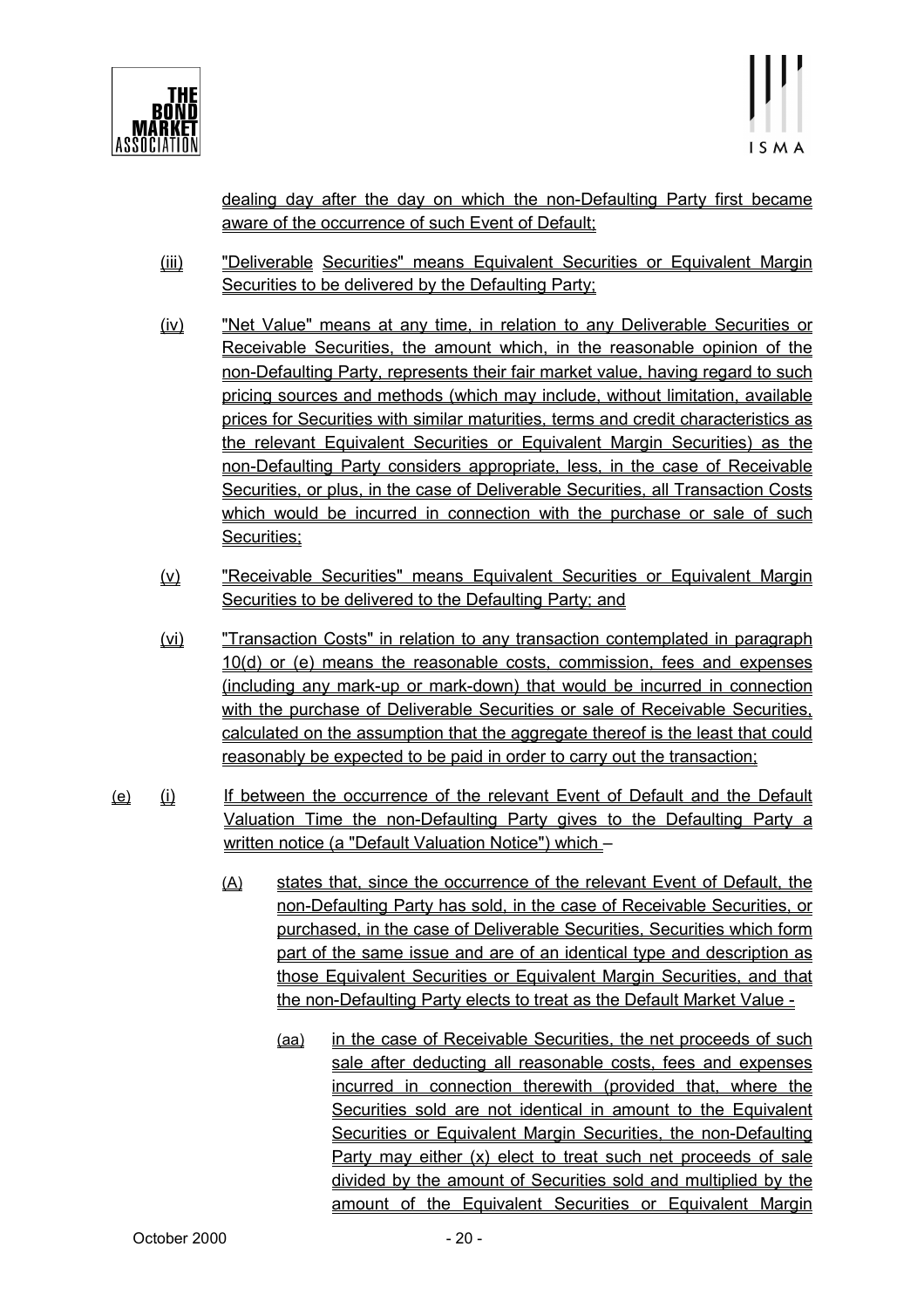dealing day after the day on which the non-Defaulting Party first became aware of the occurrence of such Event of Default;

(iii) "Deliverable Securities" means Equivalent Securities or Equivalent Margin Securities to be delivered by the Defaulting Party;

(iv) "Net Value" means at any time, in relation to any Deliverable Securities or Receivable Securities, the amount which, in the reasonable opinion of the non-Defaulting Party, represents their fair market value, having regard to such pricing sources and methods (which may include, without limitation, available prices for Securities with similar maturities, terms and credit characteristics as the relevant Equivalent Securities or Equivalent Margin Securities) as the non-Defaulting Party considers appropriate, less, in the case of Receivable Securities, or plus, in the case of Deliverable Securities, all Transaction Costs which would be incurred in connection with the purchase or sale of such Securities;

(v) "Receivable Securities" means Equivalent Securities or Equivalent Margin Securities to be delivered to the Defaulting Party; and

(vi) "Transaction Costs" in relation to any transaction contemplated in paragraph 10(d) or (e) means the reasonable costs, commission, fees and expenses (including any mark-up or mark-down) that would be incurred in connection with the purchase of Deliverable Securities or sale of Receivable Securities, calculated on the assumption that the aggregate thereof is the least that could reasonably be expected to be paid in order to carry out the transaction;

(e) (i) If between the occurrence of the relevant Event of Default and the Default Valuation Time the non-Defaulting Party gives to the Defaulting Party a written notice (a "Default Valuation Notice") which –

(A) states that, since the occurrence of the relevant Event of Default, the non-Defaulting Party has sold, in the case of Receivable Securities, or purchased, in the case of Deliverable Securities, Securities which form part of the same issue and are of an identical type and description as those Equivalent Securities or Equivalent Margin Securities, and that the non-Defaulting Party elects to treat as the Default Market Value -

(aa) in the case of Receivable Securities, the net proceeds of such sale after deducting all reasonable costs, fees and expenses incurred in connection therewith (provided that, where the Securities sold are not identical in amount to the Equivalent Securities or Equivalent Margin Securities, the non-Defaulting Party may either (x) elect to treat such net proceeds of sale divided by the amount of Securities sold and multiplied by the amount of the Equivalent Securities or Equivalent Margin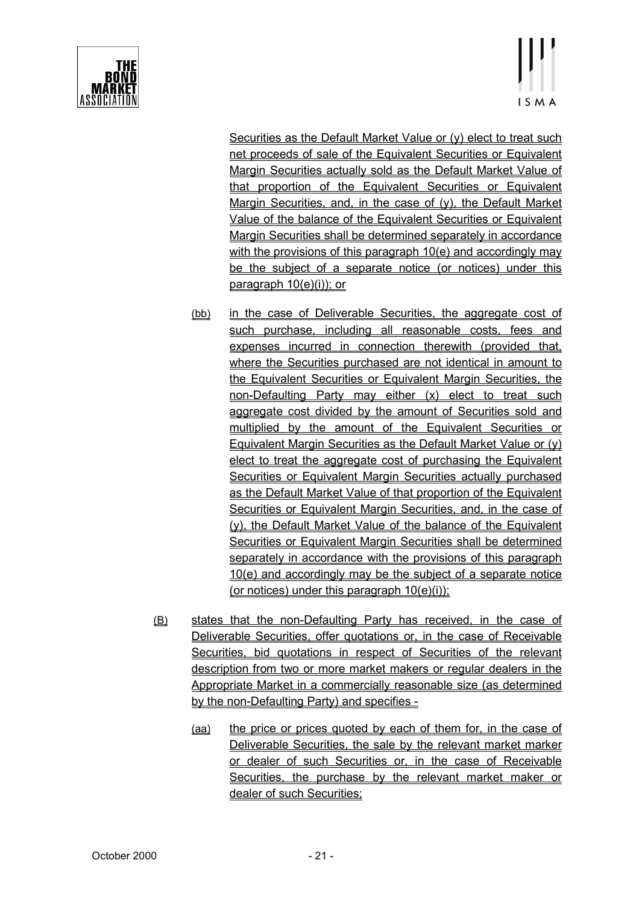Securities as the Default Market Value or (y) elect to treat such net proceeds of sale of the Equivalent Securities or Equivalent Margin Securities actually sold as the Default Market Value of that proportion of the Equivalent Securities or Equivalent Margin Securities, and, in the case of (y), the Default Market Value of the balance of the Equivalent Securities or Equivalent Margin Securities shall be determined separately in accordance with the provisions of this paragraph 10(e) and accordingly may be the subject of a separate notice (or notices) under this paragraph 10(e)(i)); or

(bb) in the case of Deliverable Securities, the aggregate cost of such purchase, including all reasonable costs, fees and expenses incurred in connection therewith (provided that, where the Securities purchased are not identical in amount to the Equivalent Securities or Equivalent Margin Securities, the non-Defaulting Party may either (x) elect to treat such aggregate cost divided by the amount of Securities sold and multiplied by the amount of the Equivalent Securities or Equivalent Margin Securities as the Default Market Value or (y) elect to treat the aggregate cost of purchasing the Equivalent Securities or Equivalent Margin Securities actually purchased as the Default Market Value of that proportion of the Equivalent Securities or Equivalent Margin Securities, and, in the case of (y), the Default Market Value of the balance of the Equivalent Securities or Equivalent Margin Securities shall be determined separately in accordance with the provisions of this paragraph 10(e) and accordingly may be the subject of a separate notice (or notices) under this paragraph 10(e)(i));

(B) states that the non-Defaulting Party has received, in the case of Deliverable Securities, offer quotations or, in the case of Receivable Securities, bid quotations in respect of Securities of the relevant description from two or more market makers or regular dealers in the Appropriate Market in a commercially reasonable size (as determined by the non-Defaulting Party) and specifies -

(aa) the price or prices quoted by each of them for, in the case of Deliverable Securities, the sale by the relevant market marker or dealer of such Securities or, in the case of Receivable Securities, the purchase by the relevant market maker or dealer of such Securities;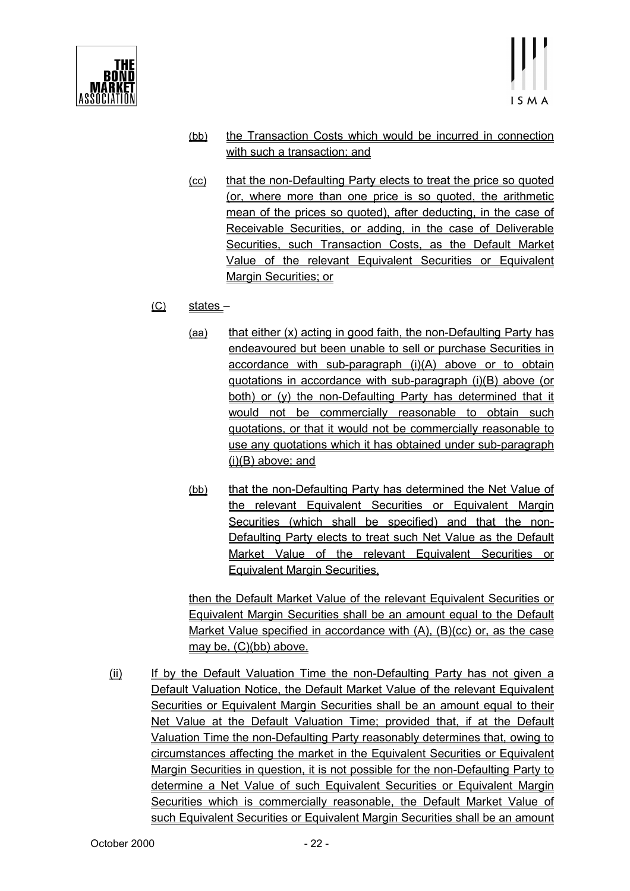(bb) the Transaction Costs which would be incurred in connection with such a transaction; and

(cc) that the non-Defaulting Party elects to treat the price so quoted (or, where more than one price is so quoted, the arithmetic mean of the prices so quoted), after deducting, in the case of Receivable Securities, or adding, in the case of Deliverable Securities, such Transaction Costs, as the Default Market Value of the relevant Equivalent Securities or Equivalent Margin Securities; or

(C) states –

(aa) that either (x) acting in good faith, the non-Defaulting Party has endeavoured but been unable to sell or purchase Securities in accordance with sub-paragraph (i)(A) above or to obtain quotations in accordance with sub-paragraph (i)(B) above (or both) or (y) the non-Defaulting Party has determined that it would not be commercially reasonable to obtain such quotations, or that it would not be commercially reasonable to use any quotations which it has obtained under sub-paragraph (i)(B) above; and

(bb) that the non-Defaulting Party has determined the Net Value of the relevant Equivalent Securities or Equivalent Margin Securities (which shall be specified) and that the non-Defaulting Party elects to treat such Net Value as the Default Market Value of the relevant Equivalent Securities or Equivalent Margin Securities,

then the Default Market Value of the relevant Equivalent Securities or Equivalent Margin Securities shall be an amount equal to the Default Market Value specified in accordance with (A), (B)(cc) or, as the case may be, (C)(bb) above.

(ii) If by the Default Valuation Time the non-Defaulting Party has not given a Default Valuation Notice, the Default Market Value of the relevant Equivalent Securities or Equivalent Margin Securities shall be an amount equal to their Net Value at the Default Valuation Time; provided that, if at the Default Valuation Time the non-Defaulting Party reasonably determines that, owing to circumstances affecting the market in the Equivalent Securities or Equivalent Margin Securities in question, it is not possible for the non-Defaulting Party to determine a Net Value of such Equivalent Securities or Equivalent Margin Securities which is commercially reasonable, the Default Market Value of such Equivalent Securities or Equivalent Margin Securities shall be an amount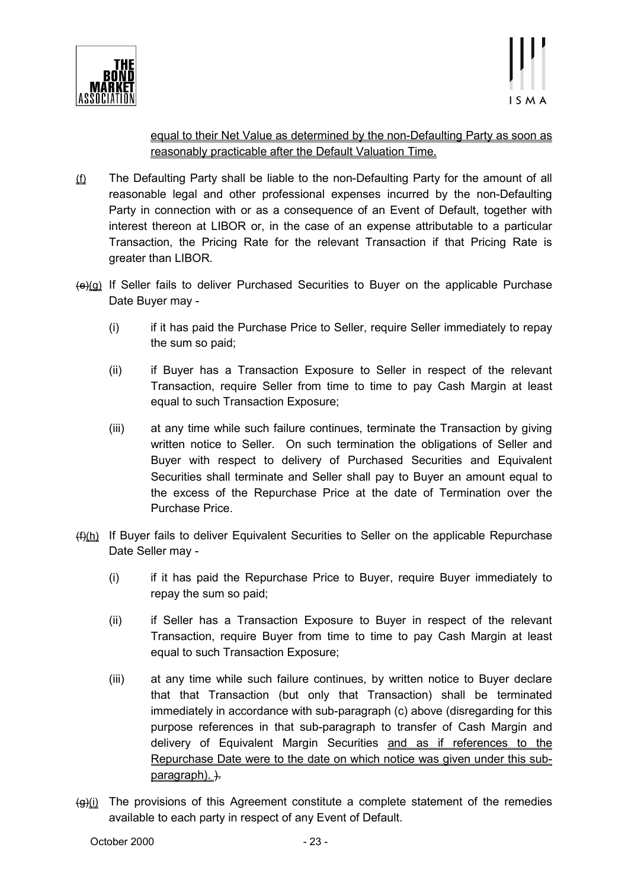equal to their Net Value as determined by the non-Defaulting Party as soon as reasonably practicable after the Default Valuation Time.

(f) The Defaulting Party shall be liable to the non-Defaulting Party for the amount of all reasonable legal and other professional expenses incurred by the non-Defaulting Party in connection with or as a consequence of an Event of Default, together with interest thereon at LIBOR or, in the case of an expense attributable to a particular Transaction, the Pricing Rate for the relevant Transaction if that Pricing Rate is greater than LIBOR.

~~(e)~~(g) If Seller fails to deliver Purchased Securities to Buyer on the applicable Purchase Date Buyer may -

(i) if it has paid the Purchase Price to Seller, require Seller immediately to repay the sum so paid;

(ii) if Buyer has a Transaction Exposure to Seller in respect of the relevant Transaction, require Seller from time to time to pay Cash Margin at least equal to such Transaction Exposure;

(iii) at any time while such failure continues, terminate the Transaction by giving written notice to Seller. On such termination the obligations of Seller and Buyer with respect to delivery of Purchased Securities and Equivalent Securities shall terminate and Seller shall pay to Buyer an amount equal to the excess of the Repurchase Price at the date of Termination over the Purchase Price.

~~(f)~~(h) If Buyer fails to deliver Equivalent Securities to Seller on the applicable Repurchase Date Seller may -

(i) if it has paid the Repurchase Price to Buyer, require Buyer immediately to repay the sum so paid;

(ii) if Seller has a Transaction Exposure to Buyer in respect of the relevant Transaction, require Buyer from time to time to pay Cash Margin at least equal to such Transaction Exposure;

(iii) at any time while such failure continues, by written notice to Buyer declare that that Transaction (but only that Transaction) shall be terminated immediately in accordance with sub-paragraph (c) above (disregarding for this purpose references in that sub-paragraph to transfer of Cash Margin and delivery of Equivalent Margin Securities and as if references to the Repurchase Date were to the date on which notice was given under this sub-paragraph). ~~)~~.

~~(g)~~(i) The provisions of this Agreement constitute a complete statement of the remedies available to each party in respect of any Event of Default.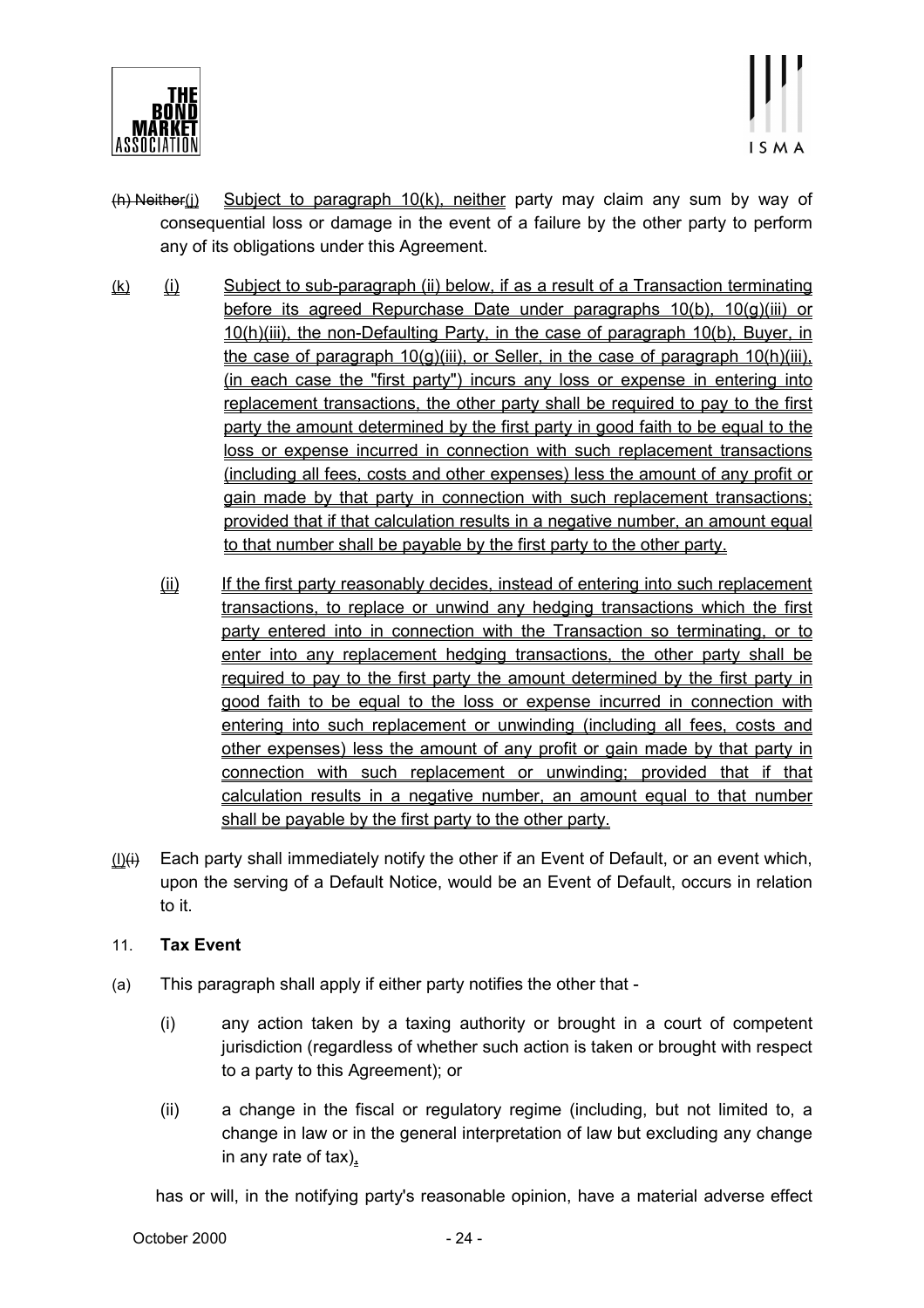(h) Neither(j) Subject to paragraph 10(k), neither party may claim any sum by way of consequential loss or damage in the event of a failure by the other party to perform any of its obligations under this Agreement.

(k) (i) Subject to sub-paragraph (ii) below, if as a result of a Transaction terminating before its agreed Repurchase Date under paragraphs 10(b), 10(g)(iii) or 10(h)(iii), the non-Defaulting Party, in the case of paragraph 10(b), Buyer, in the case of paragraph 10(g)(iii), or Seller, in the case of paragraph 10(h)(iii), (in each case the "first party") incurs any loss or expense in entering into replacement transactions, the other party shall be required to pay to the first party the amount determined by the first party in good faith to be equal to the loss or expense incurred in connection with such replacement transactions (including all fees, costs and other expenses) less the amount of any profit or gain made by that party in connection with such replacement transactions; provided that if that calculation results in a negative number, an amount equal to that number shall be payable by the first party to the other party.

(ii) If the first party reasonably decides, instead of entering into such replacement transactions, to replace or unwind any hedging transactions which the first party entered into in connection with the Transaction so terminating, or to enter into any replacement hedging transactions, the other party shall be required to pay to the first party the amount determined by the first party in good faith to be equal to the loss or expense incurred in connection with entering into such replacement or unwinding (including all fees, costs and other expenses) less the amount of any profit or gain made by that party in connection with such replacement or unwinding; provided that if that calculation results in a negative number, an amount equal to that number shall be payable by the first party to the other party.

(l)(i) Each party shall immediately notify the other if an Event of Default, or an event which, upon the serving of a Default Notice, would be an Event of Default, occurs in relation to it.

11. **Tax Event**

(a) This paragraph shall apply if either party notifies the other that -

(i) any action taken by a taxing authority or brought in a court of competent jurisdiction (regardless of whether such action is taken or brought with respect to a party to this Agreement); or

(ii) a change in the fiscal or regulatory regime (including, but not limited to, a change in law or in the general interpretation of law but excluding any change in any rate of tax),

has or will, in the notifying party's reasonable opinion, have a material adverse effect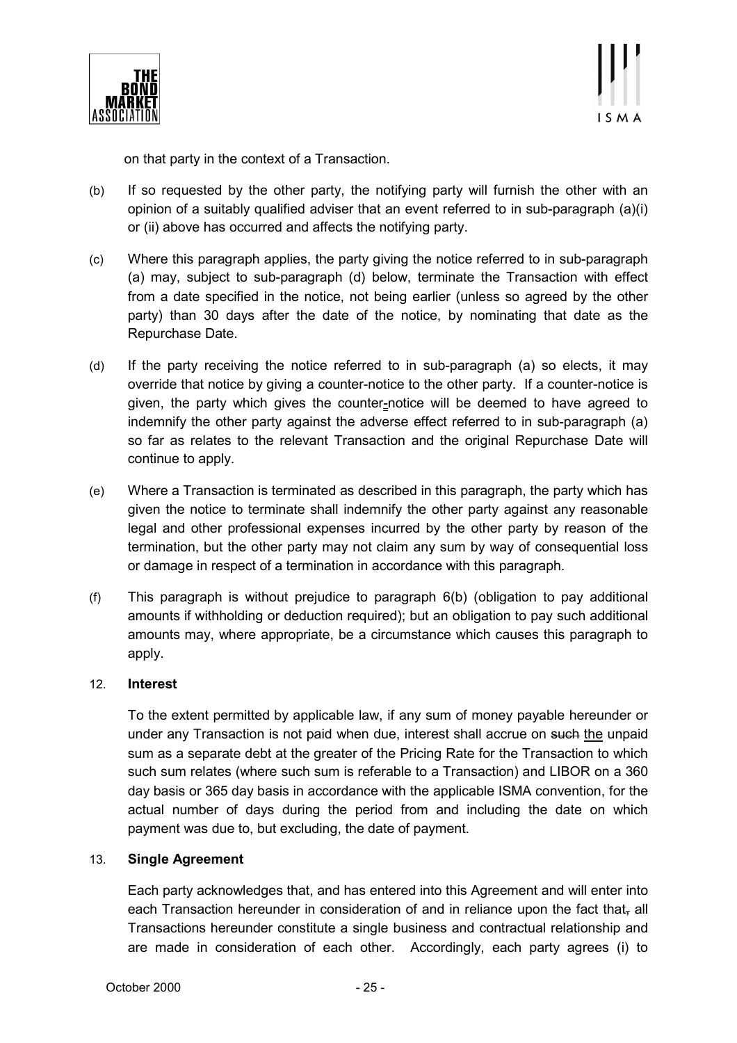on that party in the context of a Transaction.

(b) If so requested by the other party, the notifying party will furnish the other with an opinion of a suitably qualified adviser that an event referred to in sub-paragraph (a)(i) or (ii) above has occurred and affects the notifying party.

(c) Where this paragraph applies, the party giving the notice referred to in sub-paragraph (a) may, subject to sub-paragraph (d) below, terminate the Transaction with effect from a date specified in the notice, not being earlier (unless so agreed by the other party) than 30 days after the date of the notice, by nominating that date as the Repurchase Date.

(d) If the party receiving the notice referred to in sub-paragraph (a) so elects, it may override that notice by giving a counter-notice to the other party. If a counter-notice is given, the party which gives the counter-notice will be deemed to have agreed to indemnify the other party against the adverse effect referred to in sub-paragraph (a) so far as relates to the relevant Transaction and the original Repurchase Date will continue to apply.

(e) Where a Transaction is terminated as described in this paragraph, the party which has given the notice to terminate shall indemnify the other party against any reasonable legal and other professional expenses incurred by the other party by reason of the termination, but the other party may not claim any sum by way of consequential loss or damage in respect of a termination in accordance with this paragraph.

(f) This paragraph is without prejudice to paragraph 6(b) (obligation to pay additional amounts if withholding or deduction required); but an obligation to pay such additional amounts may, where appropriate, be a circumstance which causes this paragraph to apply.

12. **Interest**

To the extent permitted by applicable law, if any sum of money payable hereunder or under any Transaction is not paid when due, interest shall accrue on ~~such~~ the unpaid sum as a separate debt at the greater of the Pricing Rate for the Transaction to which such sum relates (where such sum is referable to a Transaction) and LIBOR on a 360 day basis or 365 day basis in accordance with the applicable ISMA convention, for the actual number of days during the period from and including the date on which payment was due to, but excluding, the date of payment.

13. **Single Agreement**

Each party acknowledges that, and has entered into this Agreement and will enter into each Transaction hereunder in consideration of and in reliance upon the fact that~~,~~ all Transactions hereunder constitute a single business and contractual relationship and are made in consideration of each other. Accordingly, each party agrees (i) to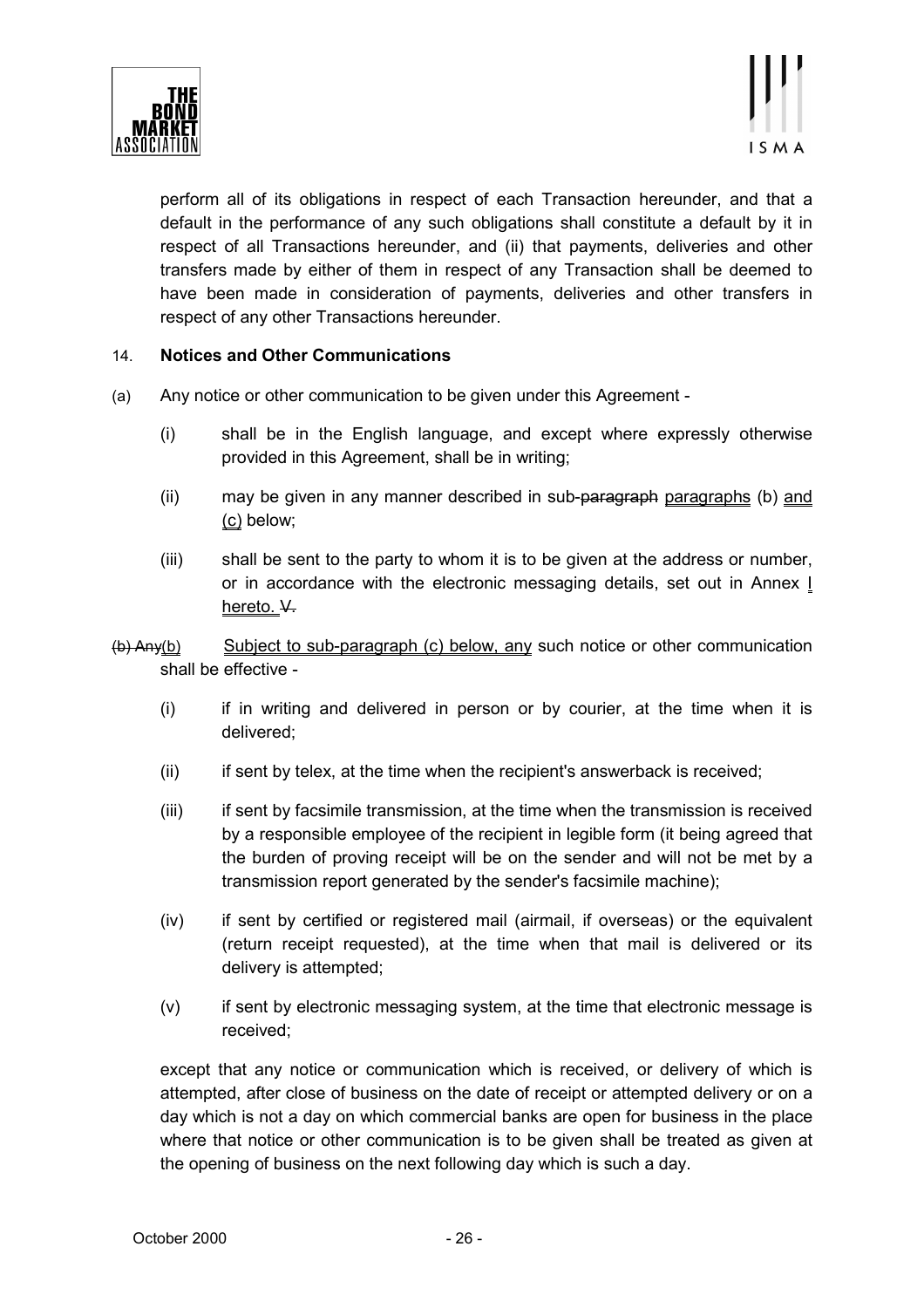perform all of its obligations in respect of each Transaction hereunder, and that a default in the performance of any such obligations shall constitute a default by it in respect of all Transactions hereunder, and (ii) that payments, deliveries and other transfers made by either of them in respect of any Transaction shall be deemed to have been made in consideration of payments, deliveries and other transfers in respect of any other Transactions hereunder.

## 14. **Notices and Other Communications**

(a) Any notice or other communication to be given under this Agreement -

(i) shall be in the English language, and except where expressly otherwise provided in this Agreement, shall be in writing;

(ii) may be given in any manner described in sub-~~paragraph~~ paragraphs (b) and (c) below;

(iii) shall be sent to the party to whom it is to be given at the address or number, or in accordance with the electronic messaging details, set out in Annex I hereto. ~~V.~~

~~(b) Any~~(b) Subject to sub-paragraph (c) below, any such notice or other communication shall be effective -

(i) if in writing and delivered in person or by courier, at the time when it is delivered;

(ii) if sent by telex, at the time when the recipient's answerback is received;

(iii) if sent by facsimile transmission, at the time when the transmission is received by a responsible employee of the recipient in legible form (it being agreed that the burden of proving receipt will be on the sender and will not be met by a transmission report generated by the sender's facsimile machine);

(iv) if sent by certified or registered mail (airmail, if overseas) or the equivalent (return receipt requested), at the time when that mail is delivered or its delivery is attempted;

(v) if sent by electronic messaging system, at the time that electronic message is received;

except that any notice or communication which is received, or delivery of which is attempted, after close of business on the date of receipt or attempted delivery or on a day which is not a day on which commercial banks are open for business in the place where that notice or other communication is to be given shall be treated as given at the opening of business on the next following day which is such a day.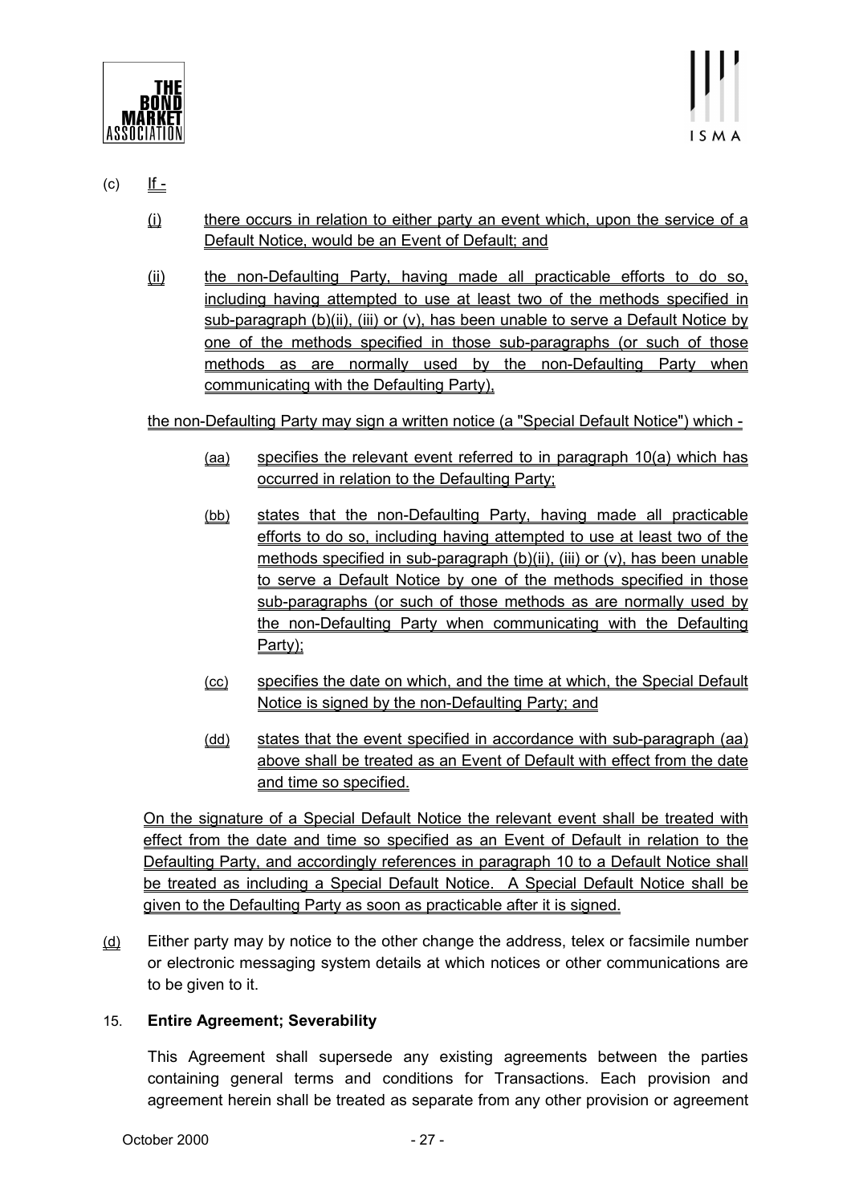(c) If -

(i) there occurs in relation to either party an event which, upon the service of a Default Notice, would be an Event of Default; and

(ii) the non-Defaulting Party, having made all practicable efforts to do so, including having attempted to use at least two of the methods specified in sub-paragraph (b)(ii), (iii) or (v), has been unable to serve a Default Notice by one of the methods specified in those sub-paragraphs (or such of those methods as are normally used by the non-Defaulting Party when communicating with the Defaulting Party),

the non-Defaulting Party may sign a written notice (a "Special Default Notice") which -

(aa) specifies the relevant event referred to in paragraph 10(a) which has occurred in relation to the Defaulting Party;

(bb) states that the non-Defaulting Party, having made all practicable efforts to do so, including having attempted to use at least two of the methods specified in sub-paragraph (b)(ii), (iii) or (v), has been unable to serve a Default Notice by one of the methods specified in those sub-paragraphs (or such of those methods as are normally used by the non-Defaulting Party when communicating with the Defaulting Party);

(cc) specifies the date on which, and the time at which, the Special Default Notice is signed by the non-Defaulting Party; and

(dd) states that the event specified in accordance with sub-paragraph (aa) above shall be treated as an Event of Default with effect from the date and time so specified.

On the signature of a Special Default Notice the relevant event shall be treated with effect from the date and time so specified as an Event of Default in relation to the Defaulting Party, and accordingly references in paragraph 10 to a Default Notice shall be treated as including a Special Default Notice. A Special Default Notice shall be given to the Defaulting Party as soon as practicable after it is signed.

(d) Either party may by notice to the other change the address, telex or facsimile number or electronic messaging system details at which notices or other communications are to be given to it.

15. **Entire Agreement; Severability**

This Agreement shall supersede any existing agreements between the parties containing general terms and conditions for Transactions. Each provision and agreement herein shall be treated as separate from any other provision or agreement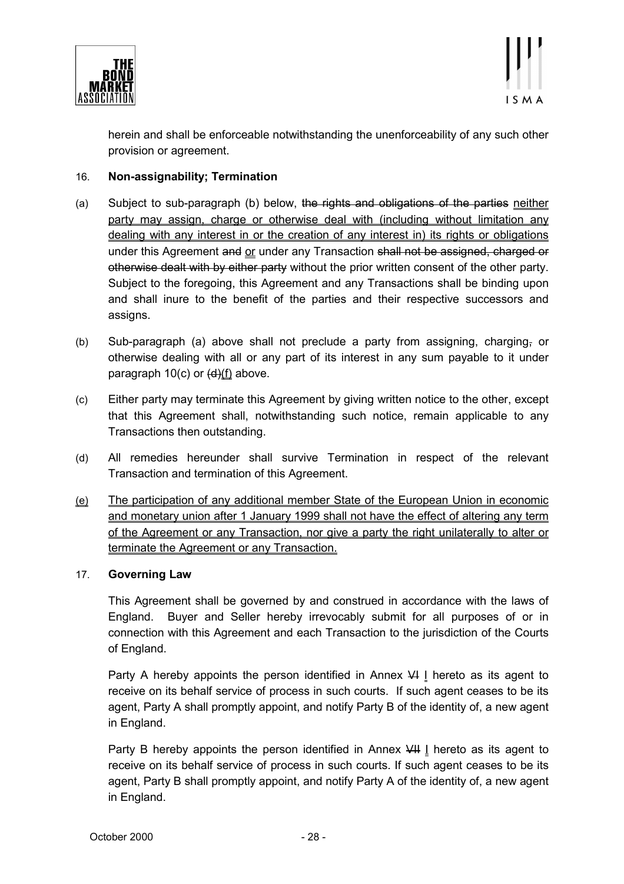herein and shall be enforceable notwithstanding the unenforceability of any such other provision or agreement.

16. **Non-assignability; Termination**

(a) Subject to sub-paragraph (b) below, ~~the rights and obligations of the parties~~ <u>neither party may assign, charge or otherwise deal with (including without limitation any dealing with any interest in or the creation of any interest in) its rights or obligations</u> under this Agreement ~~and~~ <u>or</u> under any Transaction ~~shall not be assigned, charged or otherwise dealt with by either party~~ without the prior written consent of the other party. Subject to the foregoing, this Agreement and any Transactions shall be binding upon and shall inure to the benefit of the parties and their respective successors and assigns.

(b) Sub-paragraph (a) above shall not preclude a party from assigning, charging~~,~~ or otherwise dealing with all or any part of its interest in any sum payable to it under paragraph 10(c) or ~~(d)~~<u>(f)</u> above.

(c) Either party may terminate this Agreement by giving written notice to the other, except that this Agreement shall, notwithstanding such notice, remain applicable to any Transactions then outstanding.

(d) All remedies hereunder shall survive Termination in respect of the relevant Transaction and termination of this Agreement.

<u>(e) The participation of any additional member State of the European Union in economic and monetary union after 1 January 1999 shall not have the effect of altering any term of the Agreement or any Transaction, nor give a party the right unilaterally to alter or terminate the Agreement or any Transaction.</u>

17. **Governing Law**

This Agreement shall be governed by and construed in accordance with the laws of England. Buyer and Seller hereby irrevocably submit for all purposes of or in connection with this Agreement and each Transaction to the jurisdiction of the Courts of England.

Party A hereby appoints the person identified in Annex ~~VI~~ <u>I</u> hereto as its agent to receive on its behalf service of process in such courts. If such agent ceases to be its agent, Party A shall promptly appoint, and notify Party B of the identity of, a new agent in England.

Party B hereby appoints the person identified in Annex ~~VII~~ <u>I</u> hereto as its agent to receive on its behalf service of process in such courts. If such agent ceases to be its agent, Party B shall promptly appoint, and notify Party A of the identity of, a new agent in England.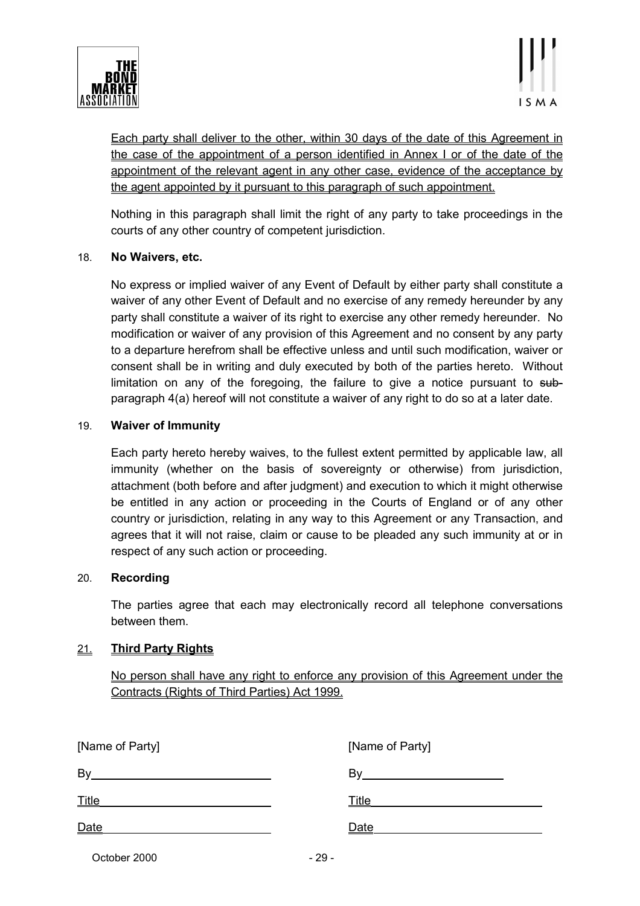Each party shall deliver to the other, within 30 days of the date of this Agreement in the case of the appointment of a person identified in Annex I or of the date of the appointment of the relevant agent in any other case, evidence of the acceptance by the agent appointed by it pursuant to this paragraph of such appointment.

Nothing in this paragraph shall limit the right of any party to take proceedings in the courts of any other country of competent jurisdiction.

18. **No Waivers, etc.**

No express or implied waiver of any Event of Default by either party shall constitute a waiver of any other Event of Default and no exercise of any remedy hereunder by any party shall constitute a waiver of its right to exercise any other remedy hereunder. No modification or waiver of any provision of this Agreement and no consent by any party to a departure herefrom shall be effective unless and until such modification, waiver or consent shall be in writing and duly executed by both of the parties hereto. Without limitation on any of the foregoing, the failure to give a notice pursuant to ~~sub-~~paragraph 4(a) hereof will not constitute a waiver of any right to do so at a later date.

19. **Waiver of Immunity**

Each party hereto hereby waives, to the fullest extent permitted by applicable law, all immunity (whether on the basis of sovereignty or otherwise) from jurisdiction, attachment (both before and after judgment) and execution to which it might otherwise be entitled in any action or proceeding in the Courts of England or of any other country or jurisdiction, relating in any way to this Agreement or any Transaction, and agrees that it will not raise, claim or cause to be pleaded any such immunity at or in respect of any such action or proceeding.

20. **Recording**

The parties agree that each may electronically record all telephone conversations between them.

21. **Third Party Rights**

No person shall have any right to enforce any provision of this Agreement under the Contracts (Rights of Third Parties) Act 1999.

| [Name of Party] | [Name of Party] |
|---|---|
| By\_\_\_\_\_\_\_\_\_\_\_\_\_\_\_\_\_\_\_\_ | By\_\_\_\_\_\_\_\_\_\_\_\_\_\_\_\_\_\_\_\_ |
| Title\_\_\_\_\_\_\_\_\_\_\_\_\_\_\_\_\_\_\_\_ | Title\_\_\_\_\_\_\_\_\_\_\_\_\_\_\_\_\_\_\_\_ |
| Date\_\_\_\_\_\_\_\_\_\_\_\_\_\_\_\_\_\_\_\_ | Date\_\_\_\_\_\_\_\_\_\_\_\_\_\_\_\_\_\_\_\_ |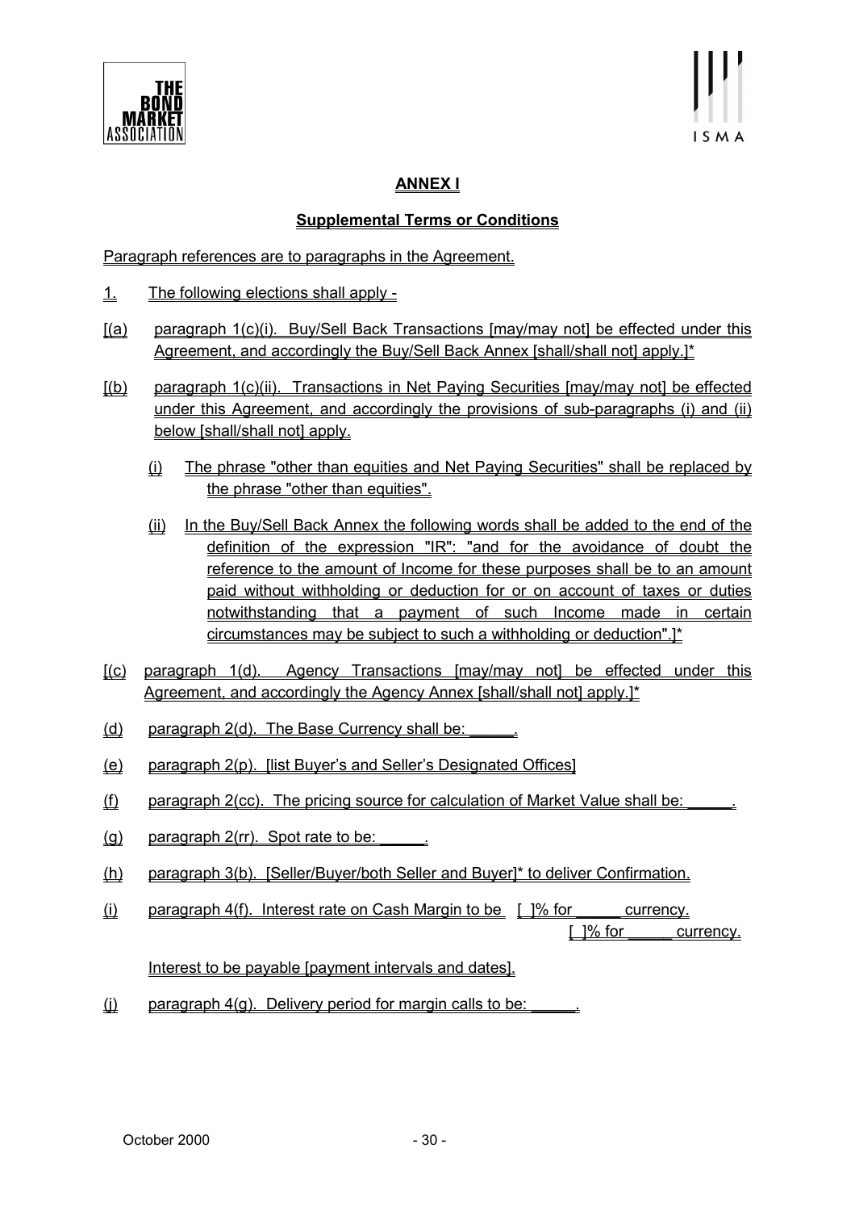## ANNEX I

### Supplemental Terms or Conditions

Paragraph references are to paragraphs in the Agreement.

1. The following elections shall apply -

[(a) paragraph 1(c)(i). Buy/Sell Back Transactions [may/may not] be effected under this Agreement, and accordingly the Buy/Sell Back Annex [shall/shall not] apply.]*

[(b) paragraph 1(c)(ii). Transactions in Net Paying Securities [may/may not] be effected under this Agreement, and accordingly the provisions of sub-paragraphs (i) and (ii) below [shall/shall not] apply.

  (i) The phrase "other than equities and Net Paying Securities" shall be replaced by the phrase "other than equities".

  (ii) In the Buy/Sell Back Annex the following words shall be added to the end of the definition of the expression "IR": "and for the avoidance of doubt the reference to the amount of Income for these purposes shall be to an amount paid without withholding or deduction for or on account of taxes or duties notwithstanding that a payment of such Income made in certain circumstances may be subject to such a withholding or deduction".]*

[(c) paragraph 1(d). Agency Transactions [may/may not] be effected under this Agreement, and accordingly the Agency Annex [shall/shall not] apply.]*

(d) paragraph 2(d). The Base Currency shall be: _____.

(e) paragraph 2(p). [list Buyer's and Seller's Designated Offices]

(f) paragraph 2(cc). The pricing source for calculation of Market Value shall be: _____.

(g) paragraph 2(rr). Spot rate to be: _____.

(h) paragraph 3(b). [Seller/Buyer/both Seller and Buyer]* to deliver Confirmation.

(i) paragraph 4(f). Interest rate on Cash Margin to be [ ]% for _____ currency.
[ ]% for _____ currency.

Interest to be payable [payment intervals and dates].

(j) paragraph 4(g). Delivery period for margin calls to be: _____.

October 2000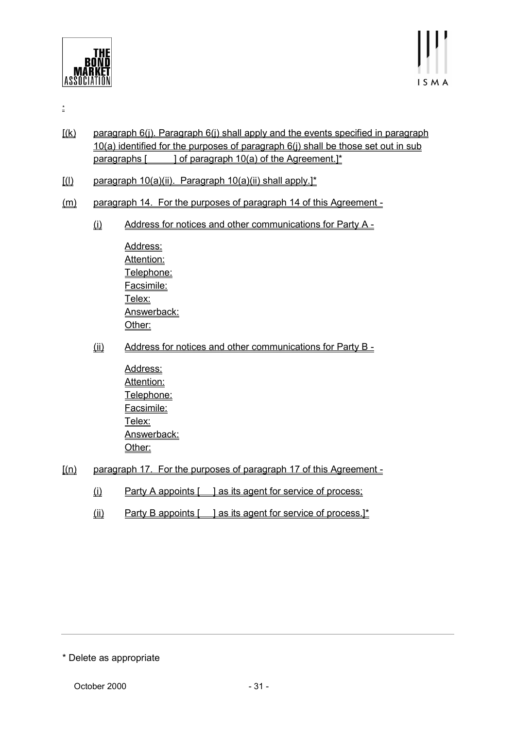*

[(k) paragraph 6(j). Paragraph 6(j) shall apply and the events specified in paragraph 10(a) identified for the purposes of paragraph 6(j) shall be those set out in sub paragraphs [       ] of paragraph 10(a) of the Agreement.]*

[(l) paragraph 10(a)(ii). Paragraph 10(a)(ii) shall apply.]*

(m) paragraph 14. For the purposes of paragraph 14 of this Agreement -

(i) Address for notices and other communications for Party A -

Address:
Attention:
Telephone:
Facsimile:
Telex:
Answerback:
Other:

(ii) Address for notices and other communications for Party B -

Address:
Attention:
Telephone:
Facsimile:
Telex:
Answerback:
Other:

[(n) paragraph 17. For the purposes of paragraph 17 of this Agreement -

(i) Party A appoints [    ] as its agent for service of process;

(ii) Party B appoints [    ] as its agent for service of process.]*

---

* Delete as appropriate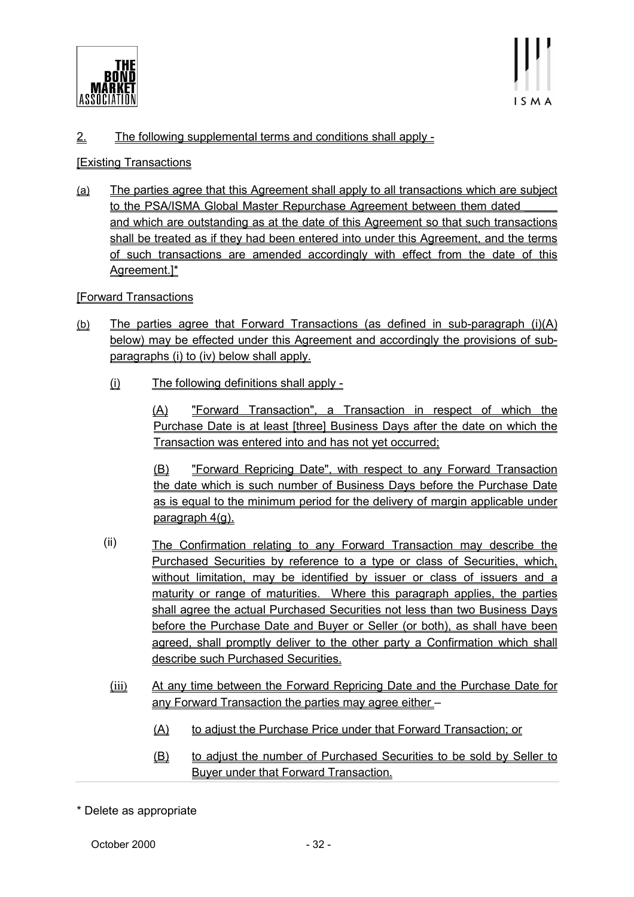2. The following supplemental terms and conditions shall apply -

[Existing Transactions

(a) The parties agree that this Agreement shall apply to all transactions which are subject to the PSA/ISMA Global Master Repurchase Agreement between them dated _____ and which are outstanding as at the date of this Agreement so that such transactions shall be treated as if they had been entered into under this Agreement, and the terms of such transactions are amended accordingly with effect from the date of this Agreement.]*

[Forward Transactions

(b) The parties agree that Forward Transactions (as defined in sub-paragraph (i)(A) below) may be effected under this Agreement and accordingly the provisions of sub-paragraphs (i) to (iv) below shall apply.

(i) The following definitions shall apply -

(A) "Forward Transaction", a Transaction in respect of which the Purchase Date is at least [three] Business Days after the date on which the Transaction was entered into and has not yet occurred;

(B) "Forward Repricing Date", with respect to any Forward Transaction the date which is such number of Business Days before the Purchase Date as is equal to the minimum period for the delivery of margin applicable under paragraph 4(g).

(ii) The Confirmation relating to any Forward Transaction may describe the Purchased Securities by reference to a type or class of Securities, which, without limitation, may be identified by issuer or class of issuers and a maturity or range of maturities. Where this paragraph applies, the parties shall agree the actual Purchased Securities not less than two Business Days before the Purchase Date and Buyer or Seller (or both), as shall have been agreed, shall promptly deliver to the other party a Confirmation which shall describe such Purchased Securities.

(iii) At any time between the Forward Repricing Date and the Purchase Date for any Forward Transaction the parties may agree either –

(A) to adjust the Purchase Price under that Forward Transaction; or

(B) to adjust the number of Purchased Securities to be sold by Seller to Buyer under that Forward Transaction.

\* Delete as appropriate

October 2000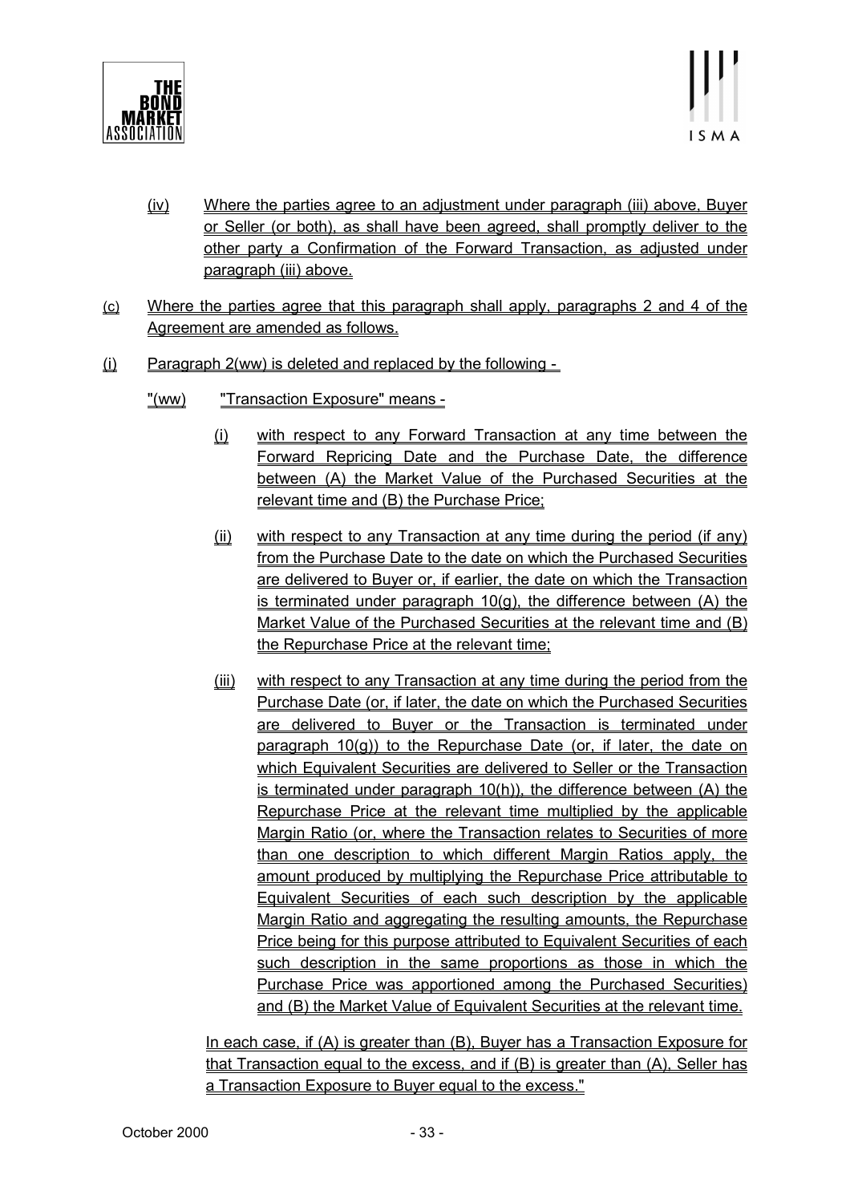(iv) Where the parties agree to an adjustment under paragraph (iii) above, Buyer or Seller (or both), as shall have been agreed, shall promptly deliver to the other party a Confirmation of the Forward Transaction, as adjusted under paragraph (iii) above.

(c) Where the parties agree that this paragraph shall apply, paragraphs 2 and 4 of the Agreement are amended as follows.

(i) Paragraph 2(ww) is deleted and replaced by the following -

"(ww) "Transaction Exposure" means -

(i) with respect to any Forward Transaction at any time between the Forward Repricing Date and the Purchase Date, the difference between (A) the Market Value of the Purchased Securities at the relevant time and (B) the Purchase Price;

(ii) with respect to any Transaction at any time during the period (if any) from the Purchase Date to the date on which the Purchased Securities are delivered to Buyer or, if earlier, the date on which the Transaction is terminated under paragraph 10(g), the difference between (A) the Market Value of the Purchased Securities at the relevant time and (B) the Repurchase Price at the relevant time;

(iii) with respect to any Transaction at any time during the period from the Purchase Date (or, if later, the date on which the Purchased Securities are delivered to Buyer or the Transaction is terminated under paragraph 10(g)) to the Repurchase Date (or, if later, the date on which Equivalent Securities are delivered to Seller or the Transaction is terminated under paragraph 10(h)), the difference between (A) the Repurchase Price at the relevant time multiplied by the applicable Margin Ratio (or, where the Transaction relates to Securities of more than one description to which different Margin Ratios apply, the amount produced by multiplying the Repurchase Price attributable to Equivalent Securities of each such description by the applicable Margin Ratio and aggregating the resulting amounts, the Repurchase Price being for this purpose attributed to Equivalent Securities of each such description in the same proportions as those in which the Purchase Price was apportioned among the Purchased Securities) and (B) the Market Value of Equivalent Securities at the relevant time.

In each case, if (A) is greater than (B), Buyer has a Transaction Exposure for that Transaction equal to the excess, and if (B) is greater than (A), Seller has a Transaction Exposure to Buyer equal to the excess."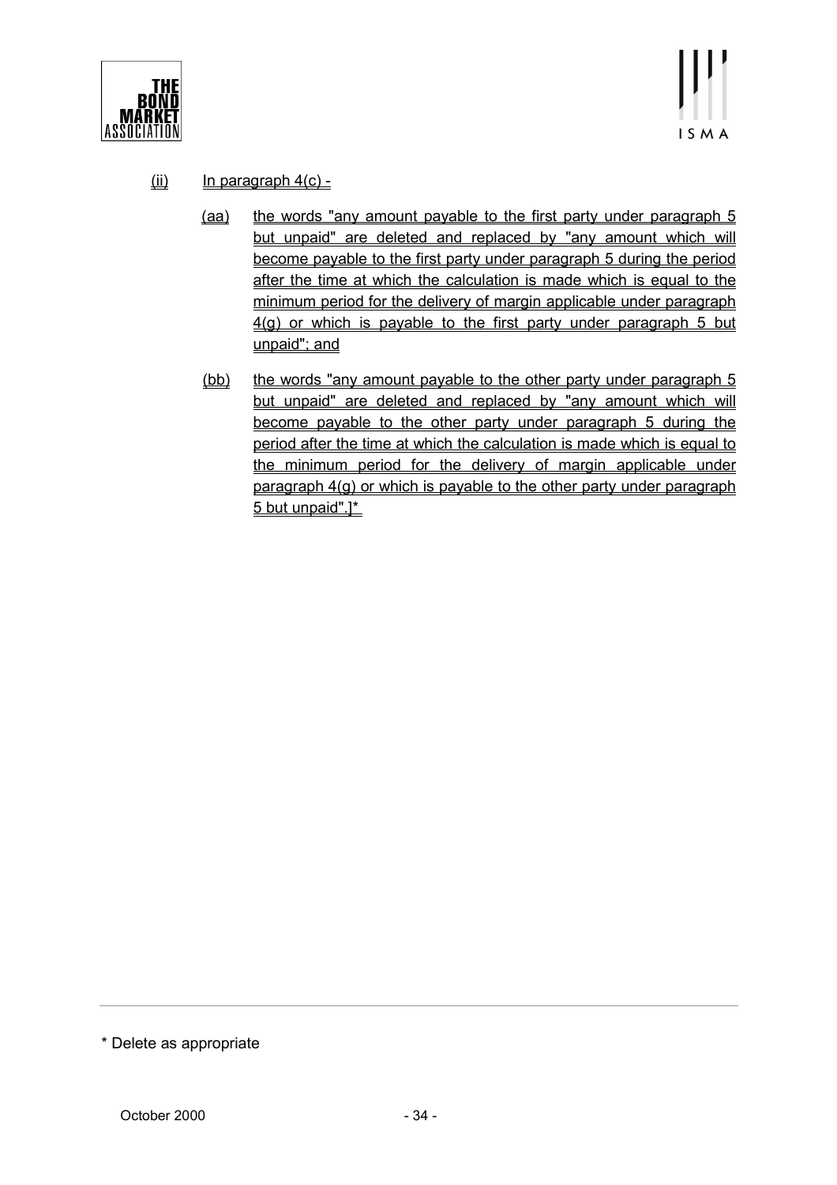(ii) In paragraph 4(c) -

(aa) the words "any amount payable to the first party under paragraph 5 but unpaid" are deleted and replaced by "any amount which will become payable to the first party under paragraph 5 during the period after the time at which the calculation is made which is equal to the minimum period for the delivery of margin applicable under paragraph 4(g) or which is payable to the first party under paragraph 5 but unpaid"; and

(bb) the words "any amount payable to the other party under paragraph 5 but unpaid" are deleted and replaced by "any amount which will become payable to the other party under paragraph 5 during the period after the time at which the calculation is made which is equal to the minimum period for the delivery of margin applicable under paragraph 4(g) or which is payable to the other party under paragraph 5 but unpaid".]*

---

* Delete as appropriate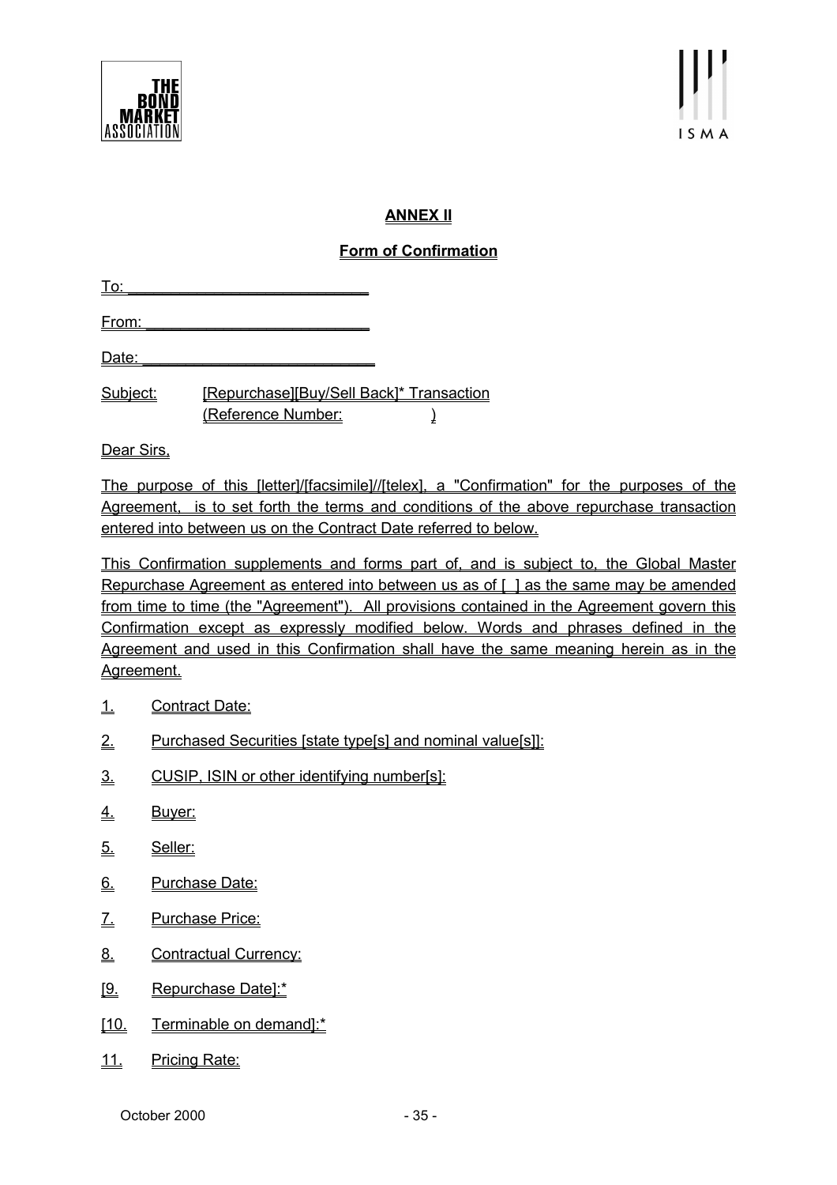## ANNEX II

### Form of Confirmation

To: ____________________________

From: __________________________

Date: ___________________________

Subject: [Repurchase][Buy/Sell Back]* Transaction
(Reference Number: )

Dear Sirs,

The purpose of this [letter]/[facsimile]//[telex], a "Confirmation" for the purposes of the Agreement, is to set forth the terms and conditions of the above repurchase transaction entered into between us on the Contract Date referred to below.

This Confirmation supplements and forms part of, and is subject to, the Global Master Repurchase Agreement as entered into between us as of [ ] as the same may be amended from time to time (the "Agreement"). All provisions contained in the Agreement govern this Confirmation except as expressly modified below. Words and phrases defined in the Agreement and used in this Confirmation shall have the same meaning herein as in the Agreement.

1. Contract Date:
2. Purchased Securities [state type[s] and nominal value[s]]:
3. CUSIP, ISIN or other identifying number[s]:
4. Buyer:
5. Seller:
6. Purchase Date:
7. Purchase Price:
8. Contractual Currency:

[9. Repurchase Date]:*

[10. Terminable on demand]:*

11. Pricing Rate: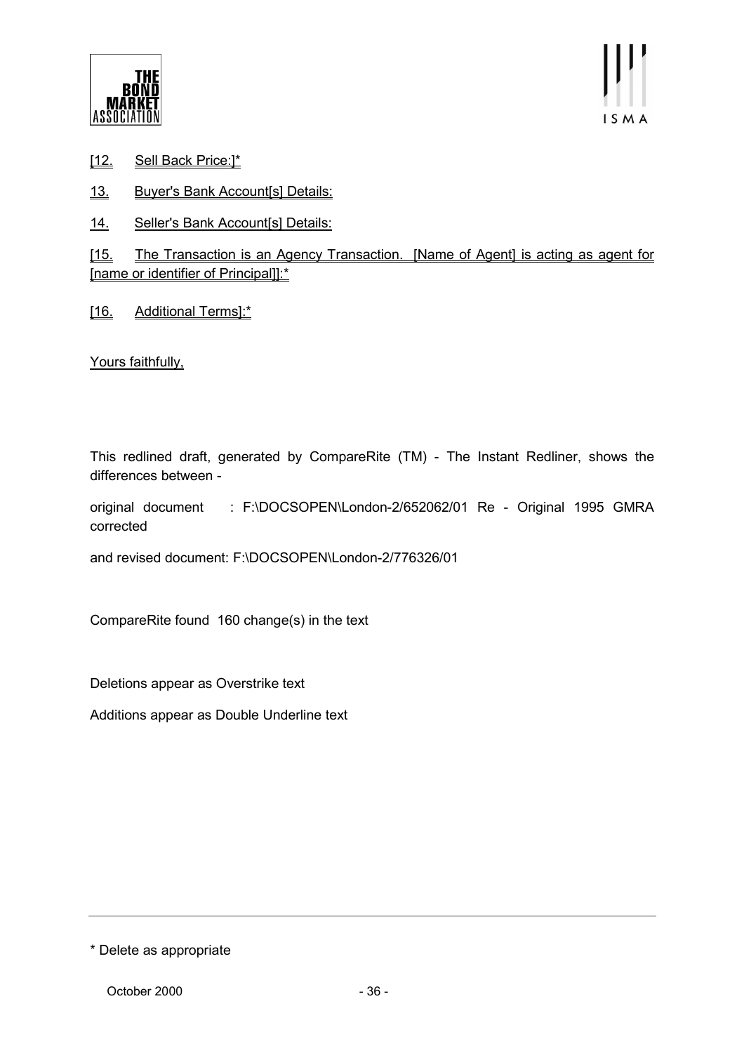[12. Sell Back Price:]*

13. Buyer's Bank Account[s] Details:

14. Seller's Bank Account[s] Details:

[15. The Transaction is an Agency Transaction. [Name of Agent] is acting as agent for [name or identifier of Principal]]:*

[16. Additional Terms]:*

Yours faithfully,

This redlined draft, generated by CompareRite (TM) - The Instant Redliner, shows the differences between -

original document : F:\DOCSOPEN\London-2/652062/01 Re - Original 1995 GMRA corrected

and revised document: F:\DOCSOPEN\London-2/776326/01

CompareRite found 160 change(s) in the text

Deletions appear as Overstrike text

Additions appear as Double Underline text

---

* Delete as appropriate